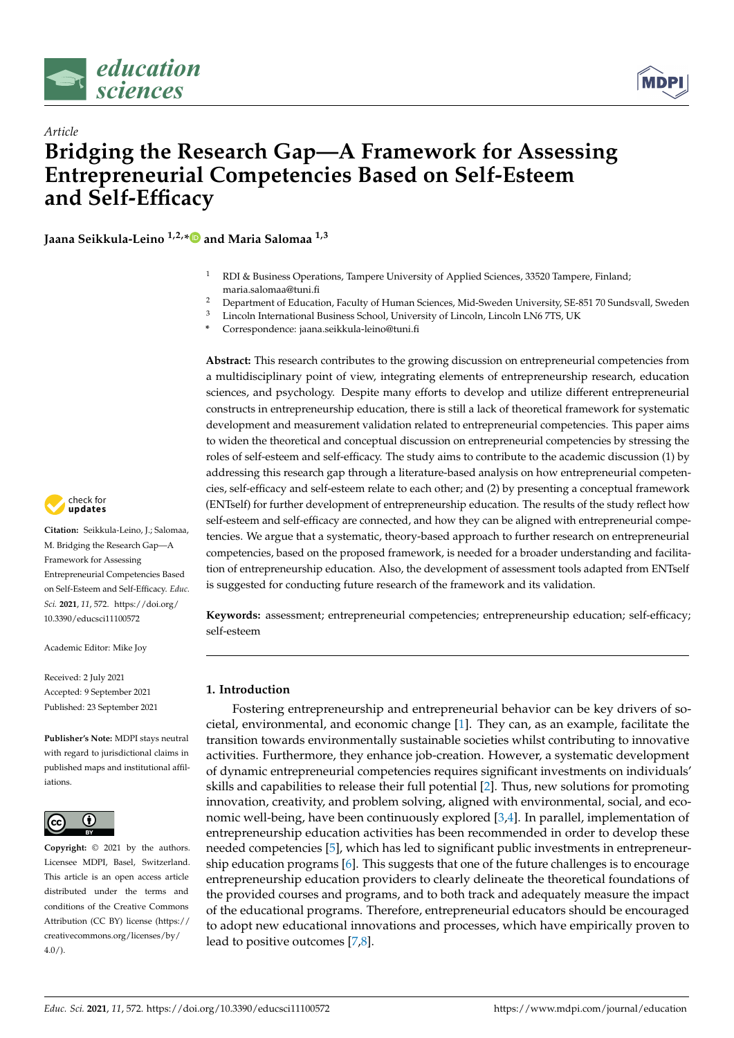*Article*

# Bridging the Research Gap—A Framework for Assessing Entrepreneurial Competencies Based on Self-Esteem and Self-Efficacy

**Jaana Seikkula-Leino [1,2,*] and Maria Salomaa [1,3]**

[1] RDI & Business Operations, Tampere University of Applied Sciences, 33520 Tampere, Finland; maria.salomaa@tuni.fi
[2] Department of Education, Faculty of Human Sciences, Mid-Sweden University, SE-851 70 Sundsvall, Sweden
[3] Lincoln International Business School, University of Lincoln, Lincoln LN6 7TS, UK
\* Correspondence: jaana.seikkula-leino@tuni.fi

**Abstract:** This research contributes to the growing discussion on entrepreneurial competencies from a multidisciplinary point of view, integrating elements of entrepreneurship research, education sciences, and psychology. Despite many efforts to develop and utilize different entrepreneurial constructs in entrepreneurship education, there is still a lack of theoretical framework for systematic development and measurement validation related to entrepreneurial competencies. This paper aims to widen the theoretical and conceptual discussion on entrepreneurial competencies by stressing the roles of self-esteem and self-efficacy. The study aims to contribute to the academic discussion (1) by addressing this research gap through a literature-based analysis on how entrepreneurial competencies, self-efficacy and self-esteem relate to each other; and (2) by presenting a conceptual framework (ENTself) for further development of entrepreneurship education. The results of the study reflect how self-esteem and self-efficacy are connected, and how they can be aligned with entrepreneurial competencies. We argue that a systematic, theory-based approach to further research on entrepreneurial competencies, based on the proposed framework, is needed for a broader understanding and facilitation of entrepreneurship education. Also, the development of assessment tools adapted from ENTself is suggested for conducting future research of the framework and its validation.

**Keywords:** assessment; entrepreneurial competencies; entrepreneurship education; self-efficacy; self-esteem

**Citation:** Seikkula-Leino, J.; Salomaa, M. Bridging the Research Gap—A Framework for Assessing Entrepreneurial Competencies Based on Self-Esteem and Self-Efficacy. *Educ. Sci.* **2021**, *11*, 572. https://doi.org/10.3390/educsci11100572

Academic Editor: Mike Joy

Received: 2 July 2021
Accepted: 9 September 2021
Published: 23 September 2021

**Publisher's Note:** MDPI stays neutral with regard to jurisdictional claims in published maps and institutional affiliations.

**Copyright:** © 2021 by the authors. Licensee MDPI, Basel, Switzerland. This article is an open access article distributed under the terms and conditions of the Creative Commons Attribution (CC BY) license (https://creativecommons.org/licenses/by/4.0/).

## 1. Introduction

Fostering entrepreneurship and entrepreneurial behavior can be key drivers of societal, environmental, and economic change [1]. They can, as an example, facilitate the transition towards environmentally sustainable societies whilst contributing to innovative activities. Furthermore, they enhance job-creation. However, a systematic development of dynamic entrepreneurial competencies requires significant investments on individuals' skills and capabilities to release their full potential [2]. Thus, new solutions for promoting innovation, creativity, and problem solving, aligned with environmental, social, and economic well-being, have been continuously explored [3,4]. In parallel, implementation of entrepreneurship education activities has been recommended in order to develop these needed competencies [5], which has led to significant public investments in entrepreneurship education programs [6]. This suggests that one of the future challenges is to encourage entrepreneurship education providers to clearly delineate the theoretical foundations of the provided courses and programs, and to both track and adequately measure the impact of the educational programs. Therefore, entrepreneurial educators should be encouraged to adopt new educational innovations and processes, which have empirically proven to lead to positive outcomes [7,8].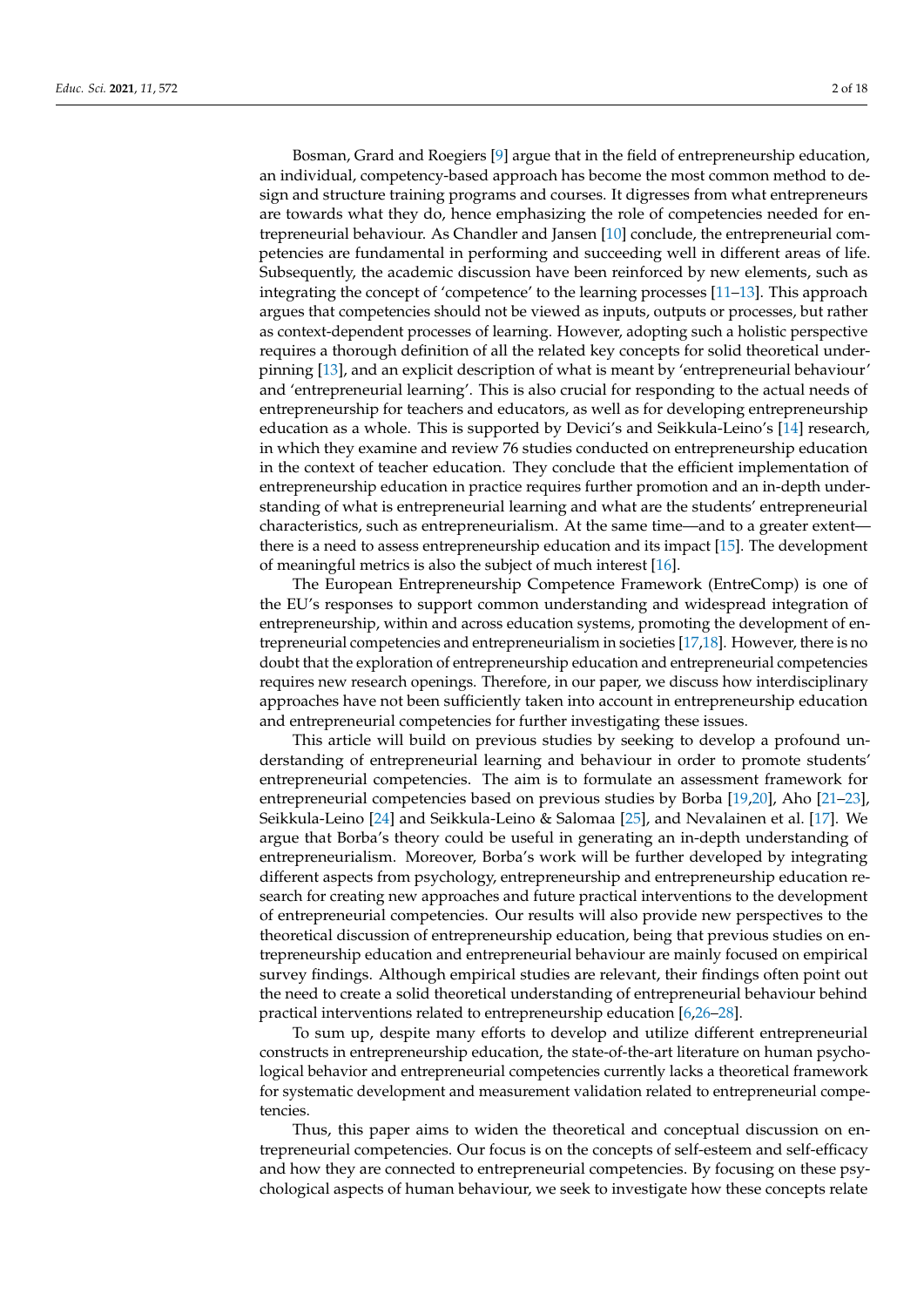Bosman, Grard and Roegiers [9] argue that in the field of entrepreneurship education, an individual, competency-based approach has become the most common method to design and structure training programs and courses. It digresses from what entrepreneurs are towards what they do, hence emphasizing the role of competencies needed for entrepreneurial behaviour. As Chandler and Jansen [10] conclude, the entrepreneurial competencies are fundamental in performing and succeeding well in different areas of life. Subsequently, the academic discussion have been reinforced by new elements, such as integrating the concept of 'competence' to the learning processes [11–13]. This approach argues that competencies should not be viewed as inputs, outputs or processes, but rather as context-dependent processes of learning. However, adopting such a holistic perspective requires a thorough definition of all the related key concepts for solid theoretical underpinning [13], and an explicit description of what is meant by 'entrepreneurial behaviour' and 'entrepreneurial learning'. This is also crucial for responding to the actual needs of entrepreneurship for teachers and educators, as well as for developing entrepreneurship education as a whole. This is supported by Devici's and Seikkula-Leino's [14] research, in which they examine and review 76 studies conducted on entrepreneurship education in the context of teacher education. They conclude that the efficient implementation of entrepreneurship education in practice requires further promotion and an in-depth understanding of what is entrepreneurial learning and what are the students' entrepreneurial characteristics, such as entrepreneurialism. At the same time—and to a greater extent—there is a need to assess entrepreneurship education and its impact [15]. The development of meaningful metrics is also the subject of much interest [16].

The European Entrepreneurship Competence Framework (EntreComp) is one of the EU's responses to support common understanding and widespread integration of entrepreneurship, within and across education systems, promoting the development of entrepreneurial competencies and entrepreneurialism in societies [17,18]. However, there is no doubt that the exploration of entrepreneurship education and entrepreneurial competencies requires new research openings. Therefore, in our paper, we discuss how interdisciplinary approaches have not been sufficiently taken into account in entrepreneurship education and entrepreneurial competencies for further investigating these issues.

This article will build on previous studies by seeking to develop a profound understanding of entrepreneurial learning and behaviour in order to promote students' entrepreneurial competencies. The aim is to formulate an assessment framework for entrepreneurial competencies based on previous studies by Borba [19,20], Aho [21–23], Seikkula-Leino [24] and Seikkula-Leino & Salomaa [25], and Nevalainen et al. [17]. We argue that Borba's theory could be useful in generating an in-depth understanding of entrepreneurialism. Moreover, Borba's work will be further developed by integrating different aspects from psychology, entrepreneurship and entrepreneurship education research for creating new approaches and future practical interventions to the development of entrepreneurial competencies. Our results will also provide new perspectives to the theoretical discussion of entrepreneurship education, being that previous studies on entrepreneurship education and entrepreneurial behaviour are mainly focused on empirical survey findings. Although empirical studies are relevant, their findings often point out the need to create a solid theoretical understanding of entrepreneurial behaviour behind practical interventions related to entrepreneurship education [6,26–28].

To sum up, despite many efforts to develop and utilize different entrepreneurial constructs in entrepreneurship education, the state-of-the-art literature on human psychological behavior and entrepreneurial competencies currently lacks a theoretical framework for systematic development and measurement validation related to entrepreneurial competencies.

Thus, this paper aims to widen the theoretical and conceptual discussion on entrepreneurial competencies. Our focus is on the concepts of self-esteem and self-efficacy and how they are connected to entrepreneurial competencies. By focusing on these psychological aspects of human behaviour, we seek to investigate how these concepts relate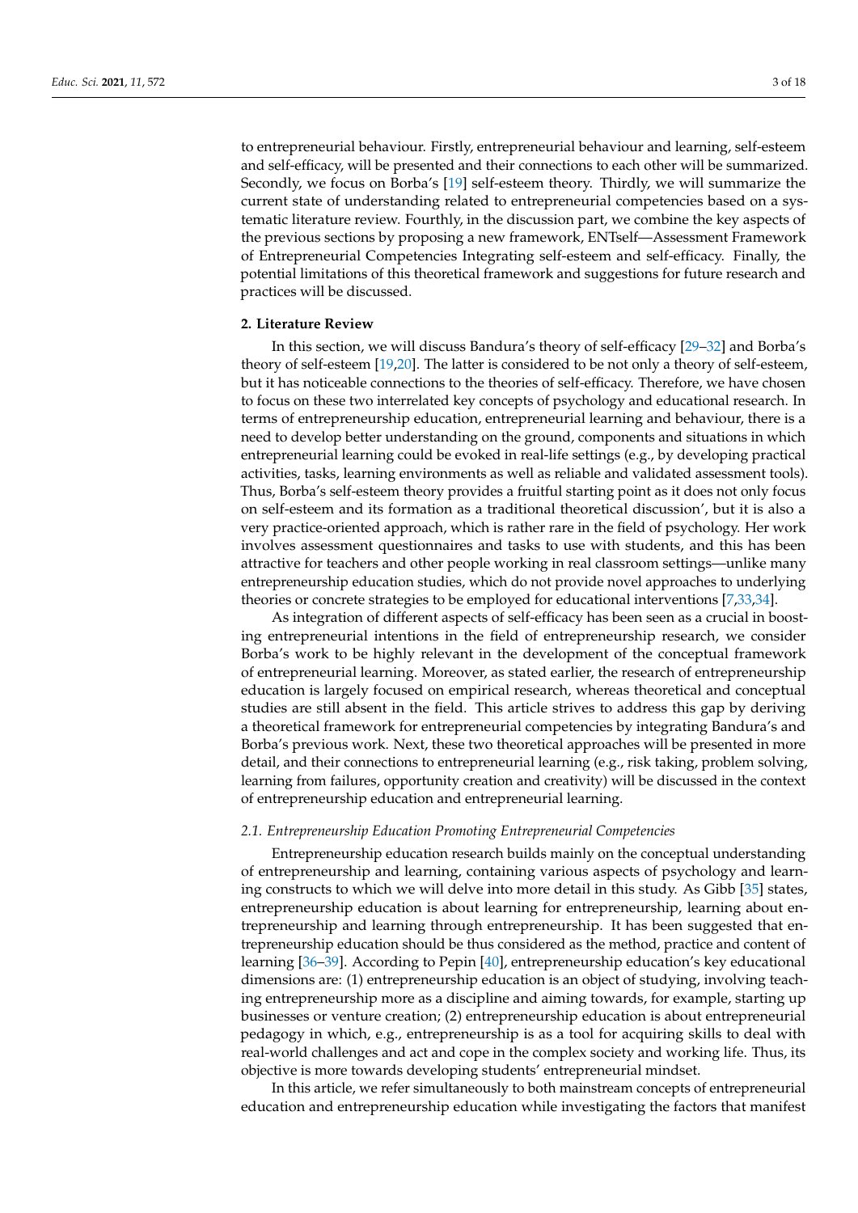to entrepreneurial behaviour. Firstly, entrepreneurial behaviour and learning, self-esteem and self-efficacy, will be presented and their connections to each other will be summarized. Secondly, we focus on Borba's [19] self-esteem theory. Thirdly, we will summarize the current state of understanding related to entrepreneurial competencies based on a systematic literature review. Fourthly, in the discussion part, we combine the key aspects of the previous sections by proposing a new framework, ENTself—Assessment Framework of Entrepreneurial Competencies Integrating self-esteem and self-efficacy. Finally, the potential limitations of this theoretical framework and suggestions for future research and practices will be discussed.

## 2. Literature Review

In this section, we will discuss Bandura's theory of self-efficacy [29–32] and Borba's theory of self-esteem [19,20]. The latter is considered to be not only a theory of self-esteem, but it has noticeable connections to the theories of self-efficacy. Therefore, we have chosen to focus on these two interrelated key concepts of psychology and educational research. In terms of entrepreneurship education, entrepreneurial learning and behaviour, there is a need to develop better understanding on the ground, components and situations in which entrepreneurial learning could be evoked in real-life settings (e.g., by developing practical activities, tasks, learning environments as well as reliable and validated assessment tools). Thus, Borba's self-esteem theory provides a fruitful starting point as it does not only focus on self-esteem and its formation as a traditional theoretical discussion', but it is also a very practice-oriented approach, which is rather rare in the field of psychology. Her work involves assessment questionnaires and tasks to use with students, and this has been attractive for teachers and other people working in real classroom settings—unlike many entrepreneurship education studies, which do not provide novel approaches to underlying theories or concrete strategies to be employed for educational interventions [7,33,34].

As integration of different aspects of self-efficacy has been seen as a crucial in boosting entrepreneurial intentions in the field of entrepreneurship research, we consider Borba's work to be highly relevant in the development of the conceptual framework of entrepreneurial learning. Moreover, as stated earlier, the research of entrepreneurship education is largely focused on empirical research, whereas theoretical and conceptual studies are still absent in the field. This article strives to address this gap by deriving a theoretical framework for entrepreneurial competencies by integrating Bandura's and Borba's previous work. Next, these two theoretical approaches will be presented in more detail, and their connections to entrepreneurial learning (e.g., risk taking, problem solving, learning from failures, opportunity creation and creativity) will be discussed in the context of entrepreneurship education and entrepreneurial learning.

### *2.1. Entrepreneurship Education Promoting Entrepreneurial Competencies*

Entrepreneurship education research builds mainly on the conceptual understanding of entrepreneurship and learning, containing various aspects of psychology and learning constructs to which we will delve into more detail in this study. As Gibb [35] states, entrepreneurship education is about learning for entrepreneurship, learning about entrepreneurship and learning through entrepreneurship. It has been suggested that entrepreneurship education should be thus considered as the method, practice and content of learning [36–39]. According to Pepin [40], entrepreneurship education's key educational dimensions are: (1) entrepreneurship education is an object of studying, involving teaching entrepreneurship more as a discipline and aiming towards, for example, starting up businesses or venture creation; (2) entrepreneurship education is about entrepreneurial pedagogy in which, e.g., entrepreneurship is as a tool for acquiring skills to deal with real-world challenges and act and cope in the complex society and working life. Thus, its objective is more towards developing students' entrepreneurial mindset.

In this article, we refer simultaneously to both mainstream concepts of entrepreneurial education and entrepreneurship education while investigating the factors that manifest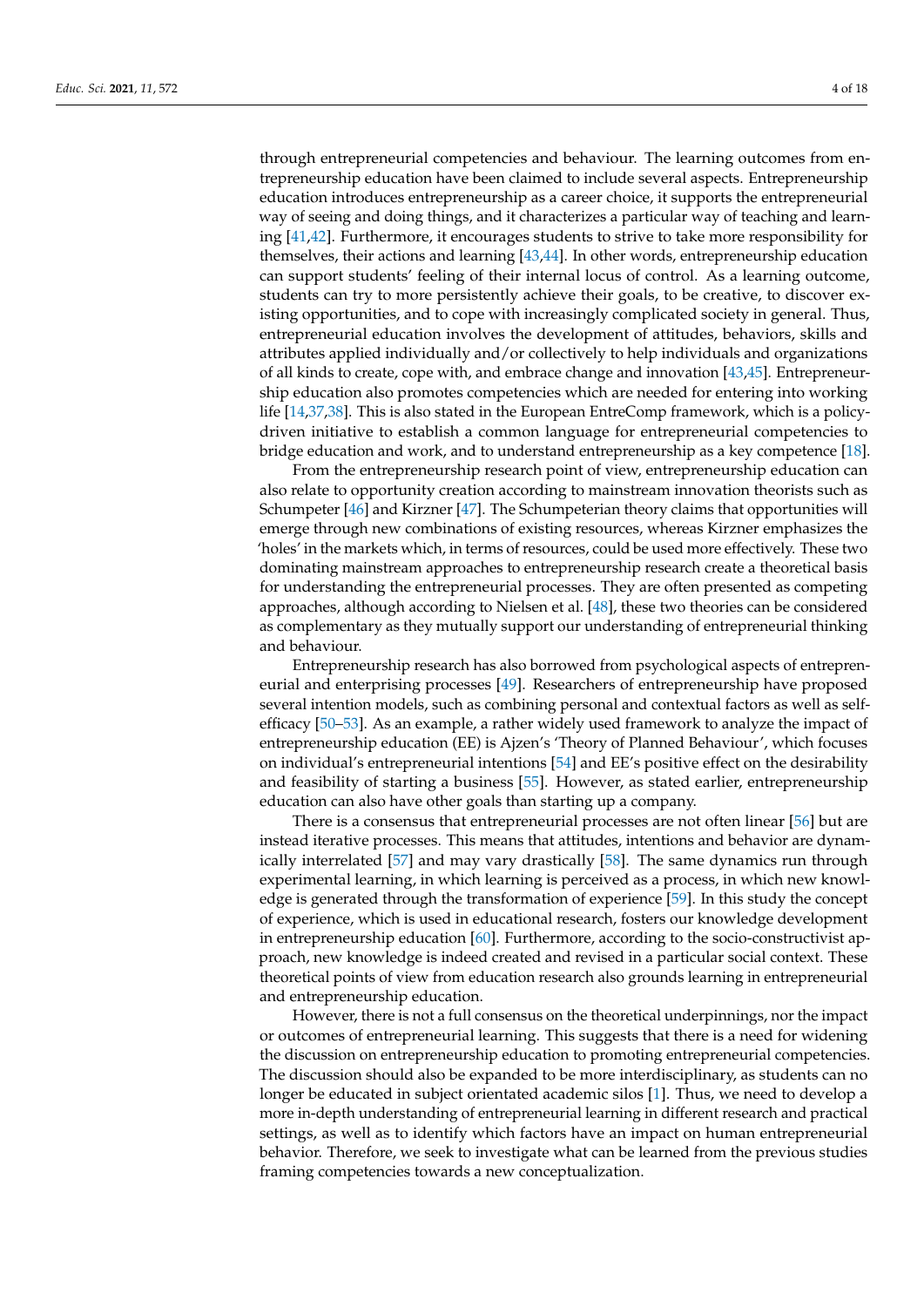through entrepreneurial competencies and behaviour. The learning outcomes from entrepreneurship education have been claimed to include several aspects. Entrepreneurship education introduces entrepreneurship as a career choice, it supports the entrepreneurial way of seeing and doing things, and it characterizes a particular way of teaching and learning [41,42]. Furthermore, it encourages students to strive to take more responsibility for themselves, their actions and learning [43,44]. In other words, entrepreneurship education can support students' feeling of their internal locus of control. As a learning outcome, students can try to more persistently achieve their goals, to be creative, to discover existing opportunities, and to cope with increasingly complicated society in general. Thus, entrepreneurial education involves the development of attitudes, behaviors, skills and attributes applied individually and/or collectively to help individuals and organizations of all kinds to create, cope with, and embrace change and innovation [43,45]. Entrepreneurship education also promotes competencies which are needed for entering into working life [14,37,38]. This is also stated in the European EntreComp framework, which is a policy-driven initiative to establish a common language for entrepreneurial competencies to bridge education and work, and to understand entrepreneurship as a key competence [18].

From the entrepreneurship research point of view, entrepreneurship education can also relate to opportunity creation according to mainstream innovation theorists such as Schumpeter [46] and Kirzner [47]. The Schumpeterian theory claims that opportunities will emerge through new combinations of existing resources, whereas Kirzner emphasizes the 'holes' in the markets which, in terms of resources, could be used more effectively. These two dominating mainstream approaches to entrepreneurship research create a theoretical basis for understanding the entrepreneurial processes. They are often presented as competing approaches, although according to Nielsen et al. [48], these two theories can be considered as complementary as they mutually support our understanding of entrepreneurial thinking and behaviour.

Entrepreneurship research has also borrowed from psychological aspects of entrepreneurial and enterprising processes [49]. Researchers of entrepreneurship have proposed several intention models, such as combining personal and contextual factors as well as self-efficacy [50–53]. As an example, a rather widely used framework to analyze the impact of entrepreneurship education (EE) is Ajzen's 'Theory of Planned Behaviour', which focuses on individual's entrepreneurial intentions [54] and EE's positive effect on the desirability and feasibility of starting a business [55]. However, as stated earlier, entrepreneurship education can also have other goals than starting up a company.

There is a consensus that entrepreneurial processes are not often linear [56] but are instead iterative processes. This means that attitudes, intentions and behavior are dynamically interrelated [57] and may vary drastically [58]. The same dynamics run through experimental learning, in which learning is perceived as a process, in which new knowledge is generated through the transformation of experience [59]. In this study the concept of experience, which is used in educational research, fosters our knowledge development in entrepreneurship education [60]. Furthermore, according to the socio-constructivist approach, new knowledge is indeed created and revised in a particular social context. These theoretical points of view from education research also grounds learning in entrepreneurial and entrepreneurship education.

However, there is not a full consensus on the theoretical underpinnings, nor the impact or outcomes of entrepreneurial learning. This suggests that there is a need for widening the discussion on entrepreneurship education to promoting entrepreneurial competencies. The discussion should also be expanded to be more interdisciplinary, as students can no longer be educated in subject orientated academic silos [1]. Thus, we need to develop a more in-depth understanding of entrepreneurial learning in different research and practical settings, as well as to identify which factors have an impact on human entrepreneurial behavior. Therefore, we seek to investigate what can be learned from the previous studies framing competencies towards a new conceptualization.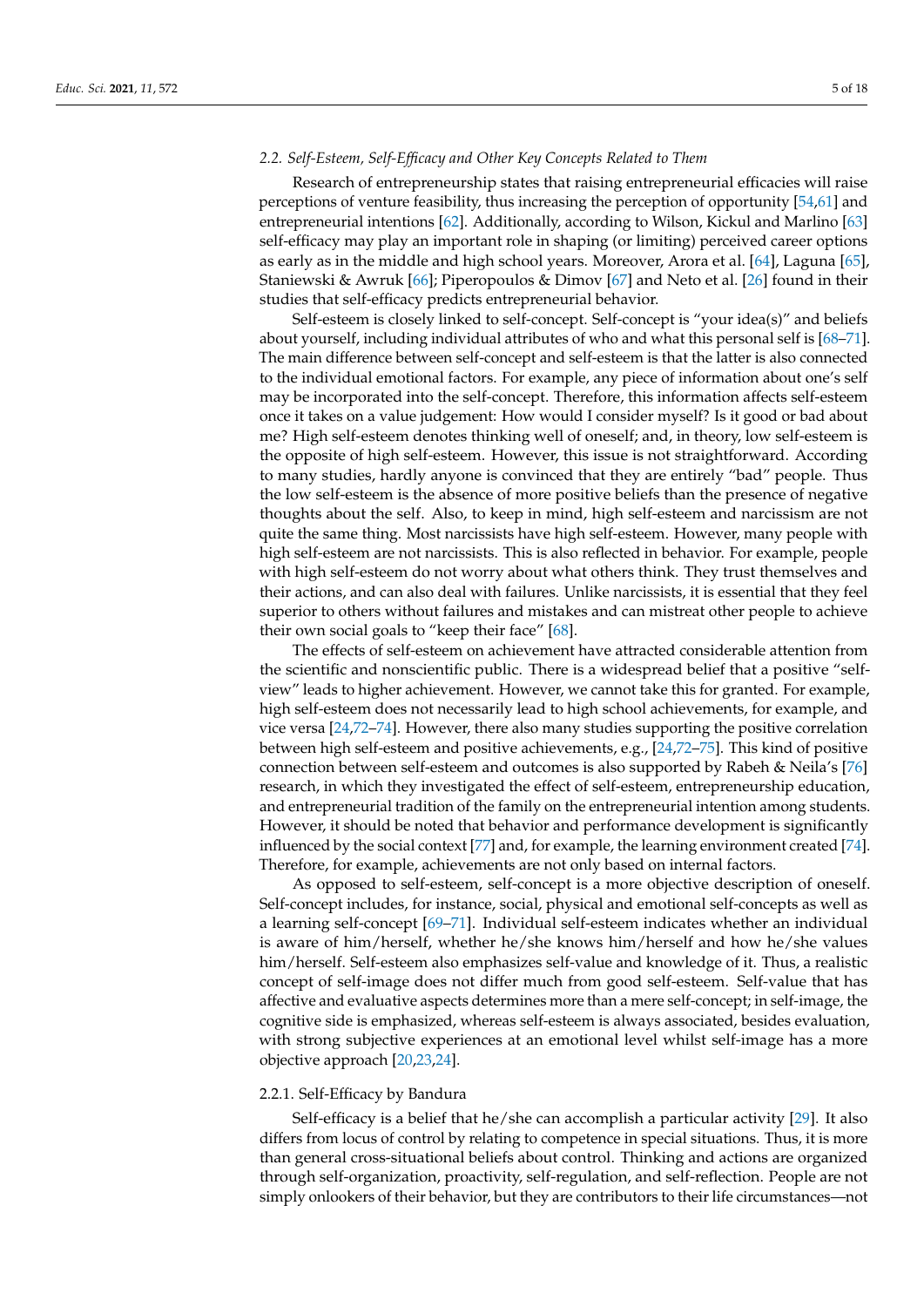### *2.2. Self-Esteem, Self-Efficacy and Other Key Concepts Related to Them*

Research of entrepreneurship states that raising entrepreneurial efficacies will raise perceptions of venture feasibility, thus increasing the perception of opportunity [54,61] and entrepreneurial intentions [62]. Additionally, according to Wilson, Kickul and Marlino [63] self-efficacy may play an important role in shaping (or limiting) perceived career options as early as in the middle and high school years. Moreover, Arora et al. [64], Laguna [65], Staniewski & Awruk [66]; Piperopoulos & Dimov [67] and Neto et al. [26] found in their studies that self-efficacy predicts entrepreneurial behavior.

Self-esteem is closely linked to self-concept. Self-concept is "your idea(s)" and beliefs about yourself, including individual attributes of who and what this personal self is [68–71]. The main difference between self-concept and self-esteem is that the latter is also connected to the individual emotional factors. For example, any piece of information about one's self may be incorporated into the self-concept. Therefore, this information affects self-esteem once it takes on a value judgement: How would I consider myself? Is it good or bad about me? High self-esteem denotes thinking well of oneself; and, in theory, low self-esteem is the opposite of high self-esteem. However, this issue is not straightforward. According to many studies, hardly anyone is convinced that they are entirely "bad" people. Thus the low self-esteem is the absence of more positive beliefs than the presence of negative thoughts about the self. Also, to keep in mind, high self-esteem and narcissism are not quite the same thing. Most narcissists have high self-esteem. However, many people with high self-esteem are not narcissists. This is also reflected in behavior. For example, people with high self-esteem do not worry about what others think. They trust themselves and their actions, and can also deal with failures. Unlike narcissists, it is essential that they feel superior to others without failures and mistakes and can mistreat other people to achieve their own social goals to "keep their face" [68].

The effects of self-esteem on achievement have attracted considerable attention from the scientific and nonscientific public. There is a widespread belief that a positive "self-view" leads to higher achievement. However, we cannot take this for granted. For example, high self-esteem does not necessarily lead to high school achievements, for example, and vice versa [24,72–74]. However, there also many studies supporting the positive correlation between high self-esteem and positive achievements, e.g., [24,72–75]. This kind of positive connection between self-esteem and outcomes is also supported by Rabeh & Neila's [76] research, in which they investigated the effect of self-esteem, entrepreneurship education, and entrepreneurial tradition of the family on the entrepreneurial intention among students. However, it should be noted that behavior and performance development is significantly influenced by the social context [77] and, for example, the learning environment created [74]. Therefore, for example, achievements are not only based on internal factors.

As opposed to self-esteem, self-concept is a more objective description of oneself. Self-concept includes, for instance, social, physical and emotional self-concepts as well as a learning self-concept [69–71]. Individual self-esteem indicates whether an individual is aware of him/herself, whether he/she knows him/herself and how he/she values him/herself. Self-esteem also emphasizes self-value and knowledge of it. Thus, a realistic concept of self-image does not differ much from good self-esteem. Self-value that has affective and evaluative aspects determines more than a mere self-concept; in self-image, the cognitive side is emphasized, whereas self-esteem is always associated, besides evaluation, with strong subjective experiences at an emotional level whilst self-image has a more objective approach [20,23,24].

#### 2.2.1. Self-Efficacy by Bandura

Self-efficacy is a belief that he/she can accomplish a particular activity [29]. It also differs from locus of control by relating to competence in special situations. Thus, it is more than general cross-situational beliefs about control. Thinking and actions are organized through self-organization, proactivity, self-regulation, and self-reflection. People are not simply onlookers of their behavior, but they are contributors to their life circumstances—not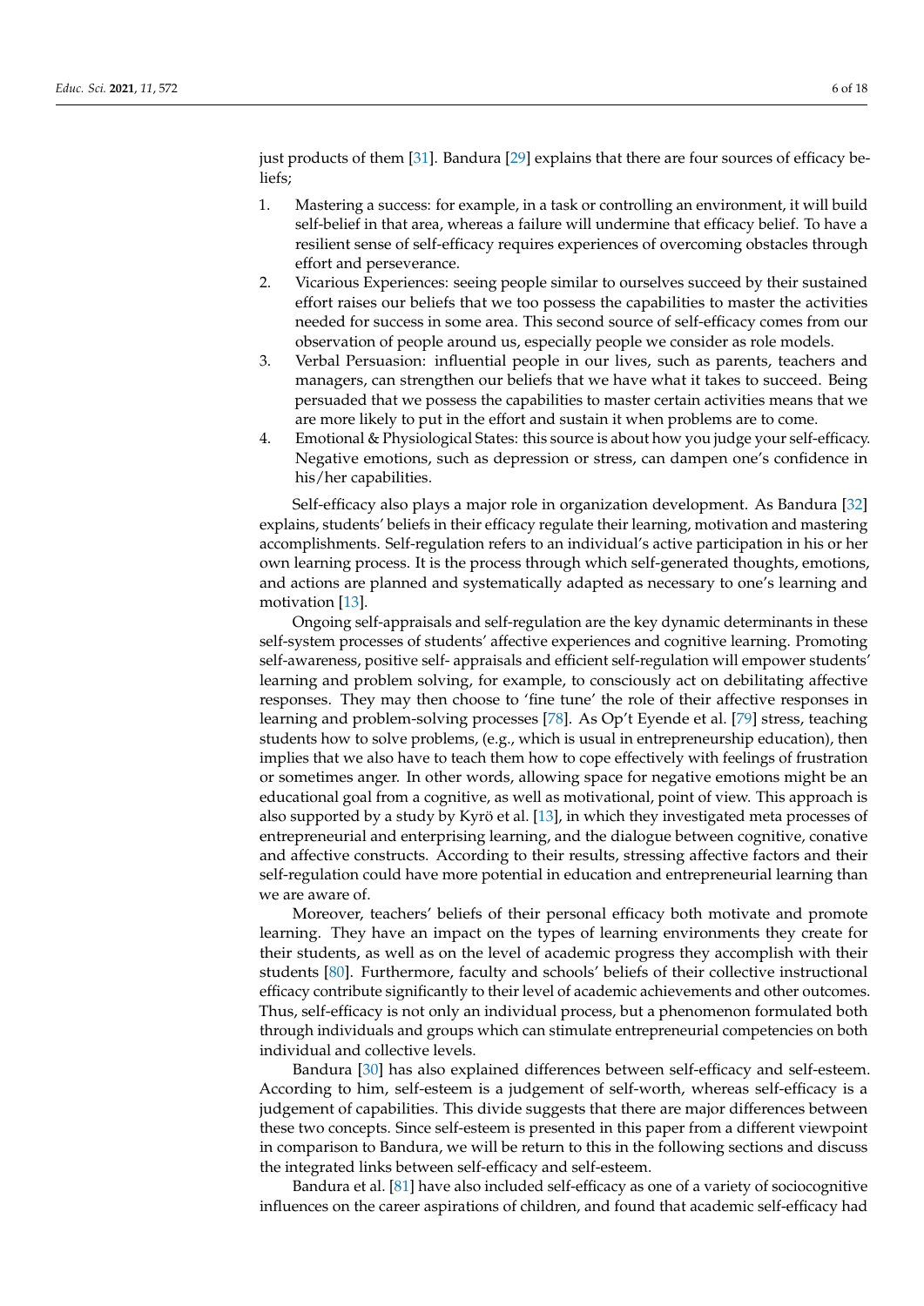just products of them [31]. Bandura [29] explains that there are four sources of efficacy beliefs;

1. Mastering a success: for example, in a task or controlling an environment, it will build self-belief in that area, whereas a failure will undermine that efficacy belief. To have a resilient sense of self-efficacy requires experiences of overcoming obstacles through effort and perseverance.
2. Vicarious Experiences: seeing people similar to ourselves succeed by their sustained effort raises our beliefs that we too possess the capabilities to master the activities needed for success in some area. This second source of self-efficacy comes from our observation of people around us, especially people we consider as role models.
3. Verbal Persuasion: influential people in our lives, such as parents, teachers and managers, can strengthen our beliefs that we have what it takes to succeed. Being persuaded that we possess the capabilities to master certain activities means that we are more likely to put in the effort and sustain it when problems are to come.
4. Emotional & Physiological States: this source is about how you judge your self-efficacy. Negative emotions, such as depression or stress, can dampen one's confidence in his/her capabilities.

Self-efficacy also plays a major role in organization development. As Bandura [32] explains, students' beliefs in their efficacy regulate their learning, motivation and mastering accomplishments. Self-regulation refers to an individual's active participation in his or her own learning process. It is the process through which self-generated thoughts, emotions, and actions are planned and systematically adapted as necessary to one's learning and motivation [13].

Ongoing self-appraisals and self-regulation are the key dynamic determinants in these self-system processes of students' affective experiences and cognitive learning. Promoting self-awareness, positive self- appraisals and efficient self-regulation will empower students' learning and problem solving, for example, to consciously act on debilitating affective responses. They may then choose to 'fine tune' the role of their affective responses in learning and problem-solving processes [78]. As Op't Eyende et al. [79] stress, teaching students how to solve problems, (e.g., which is usual in entrepreneurship education), then implies that we also have to teach them how to cope effectively with feelings of frustration or sometimes anger. In other words, allowing space for negative emotions might be an educational goal from a cognitive, as well as motivational, point of view. This approach is also supported by a study by Kyrö et al. [13], in which they investigated meta processes of entrepreneurial and enterprising learning, and the dialogue between cognitive, conative and affective constructs. According to their results, stressing affective factors and their self-regulation could have more potential in education and entrepreneurial learning than we are aware of.

Moreover, teachers' beliefs of their personal efficacy both motivate and promote learning. They have an impact on the types of learning environments they create for their students, as well as on the level of academic progress they accomplish with their students [80]. Furthermore, faculty and schools' beliefs of their collective instructional efficacy contribute significantly to their level of academic achievements and other outcomes. Thus, self-efficacy is not only an individual process, but a phenomenon formulated both through individuals and groups which can stimulate entrepreneurial competencies on both individual and collective levels.

Bandura [30] has also explained differences between self-efficacy and self-esteem. According to him, self-esteem is a judgement of self-worth, whereas self-efficacy is a judgement of capabilities. This divide suggests that there are major differences between these two concepts. Since self-esteem is presented in this paper from a different viewpoint in comparison to Bandura, we will be return to this in the following sections and discuss the integrated links between self-efficacy and self-esteem.

Bandura et al. [81] have also included self-efficacy as one of a variety of sociocognitive influences on the career aspirations of children, and found that academic self-efficacy had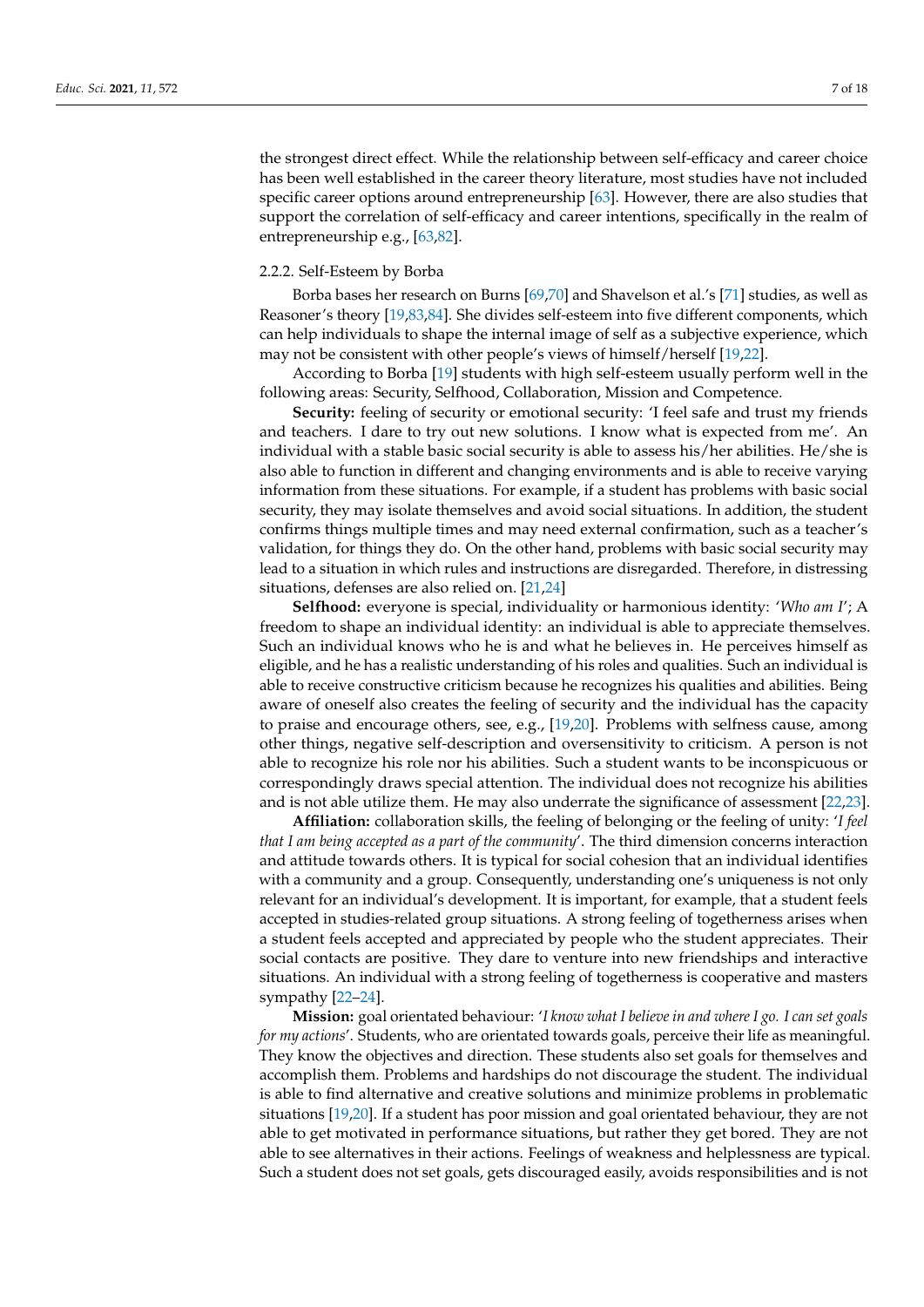the strongest direct effect. While the relationship between self-efficacy and career choice has been well established in the career theory literature, most studies have not included specific career options around entrepreneurship [63]. However, there are also studies that support the correlation of self-efficacy and career intentions, specifically in the realm of entrepreneurship e.g., [63,82].

#### 2.2.2. Self-Esteem by Borba

Borba bases her research on Burns [69,70] and Shavelson et al.'s [71] studies, as well as Reasoner's theory [19,83,84]. She divides self-esteem into five different components, which can help individuals to shape the internal image of self as a subjective experience, which may not be consistent with other people's views of himself/herself [19,22].

According to Borba [19] students with high self-esteem usually perform well in the following areas: Security, Selfhood, Collaboration, Mission and Competence.

**Security:** feeling of security or emotional security: 'I feel safe and trust my friends and teachers. I dare to try out new solutions. I know what is expected from me'. An individual with a stable basic social security is able to assess his/her abilities. He/she is also able to function in different and changing environments and is able to receive varying information from these situations. For example, if a student has problems with basic social security, they may isolate themselves and avoid social situations. In addition, the student confirms things multiple times and may need external confirmation, such as a teacher's validation, for things they do. On the other hand, problems with basic social security may lead to a situation in which rules and instructions are disregarded. Therefore, in distressing situations, defenses are also relied on. [21,24]

**Selfhood:** everyone is special, individuality or harmonious identity: '*Who am I*'; A freedom to shape an individual identity: an individual is able to appreciate themselves. Such an individual knows who he is and what he believes in. He perceives himself as eligible, and he has a realistic understanding of his roles and qualities. Such an individual is able to receive constructive criticism because he recognizes his qualities and abilities. Being aware of oneself also creates the feeling of security and the individual has the capacity to praise and encourage others, see, e.g., [19,20]. Problems with selfness cause, among other things, negative self-description and oversensitivity to criticism. A person is not able to recognize his role nor his abilities. Such a student wants to be inconspicuous or correspondingly draws special attention. The individual does not recognize his abilities and is not able utilize them. He may also underrate the significance of assessment [22,23].

**Affiliation:** collaboration skills, the feeling of belonging or the feeling of unity: '*I feel that I am being accepted as a part of the community*'. The third dimension concerns interaction and attitude towards others. It is typical for social cohesion that an individual identifies with a community and a group. Consequently, understanding one's uniqueness is not only relevant for an individual's development. It is important, for example, that a student feels accepted in studies-related group situations. A strong feeling of togetherness arises when a student feels accepted and appreciated by people who the student appreciates. Their social contacts are positive. They dare to venture into new friendships and interactive situations. An individual with a strong feeling of togetherness is cooperative and masters sympathy [22–24].

**Mission:** goal orientated behaviour: '*I know what I believe in and where I go. I can set goals for my actions*'. Students, who are orientated towards goals, perceive their life as meaningful. They know the objectives and direction. These students also set goals for themselves and accomplish them. Problems and hardships do not discourage the student. The individual is able to find alternative and creative solutions and minimize problems in problematic situations [19,20]. If a student has poor mission and goal orientated behaviour, they are not able to get motivated in performance situations, but rather they get bored. They are not able to see alternatives in their actions. Feelings of weakness and helplessness are typical. Such a student does not set goals, gets discouraged easily, avoids responsibilities and is not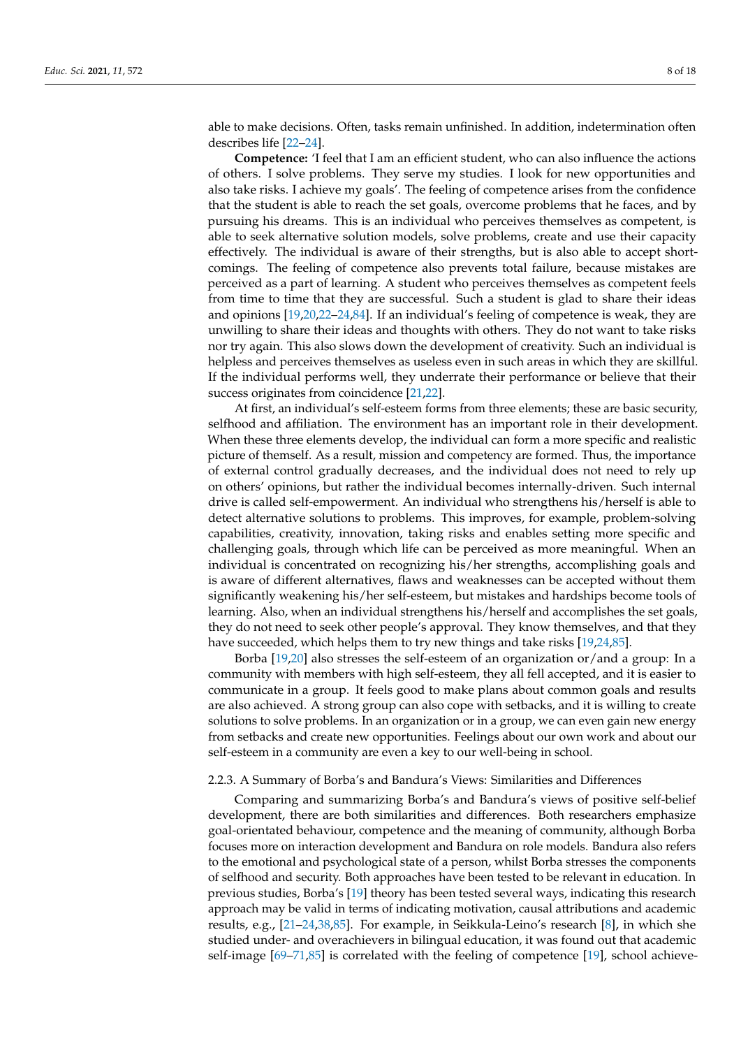able to make decisions. Often, tasks remain unfinished. In addition, indetermination often describes life [22–24].

**Competence:** 'I feel that I am an efficient student, who can also influence the actions of others. I solve problems. They serve my studies. I look for new opportunities and also take risks. I achieve my goals'. The feeling of competence arises from the confidence that the student is able to reach the set goals, overcome problems that he faces, and by pursuing his dreams. This is an individual who perceives themselves as competent, is able to seek alternative solution models, solve problems, create and use their capacity effectively. The individual is aware of their strengths, but is also able to accept shortcomings. The feeling of competence also prevents total failure, because mistakes are perceived as a part of learning. A student who perceives themselves as competent feels from time to time that they are successful. Such a student is glad to share their ideas and opinions [19,20,22–24,84]. If an individual's feeling of competence is weak, they are unwilling to share their ideas and thoughts with others. They do not want to take risks nor try again. This also slows down the development of creativity. Such an individual is helpless and perceives themselves as useless even in such areas in which they are skillful. If the individual performs well, they underrate their performance or believe that their success originates from coincidence [21,22].

At first, an individual's self-esteem forms from three elements; these are basic security, selfhood and affiliation. The environment has an important role in their development. When these three elements develop, the individual can form a more specific and realistic picture of themself. As a result, mission and competency are formed. Thus, the importance of external control gradually decreases, and the individual does not need to rely up on others' opinions, but rather the individual becomes internally-driven. Such internal drive is called self-empowerment. An individual who strengthens his/herself is able to detect alternative solutions to problems. This improves, for example, problem-solving capabilities, creativity, innovation, taking risks and enables setting more specific and challenging goals, through which life can be perceived as more meaningful. When an individual is concentrated on recognizing his/her strengths, accomplishing goals and is aware of different alternatives, flaws and weaknesses can be accepted without them significantly weakening his/her self-esteem, but mistakes and hardships become tools of learning. Also, when an individual strengthens his/herself and accomplishes the set goals, they do not need to seek other people's approval. They know themselves, and that they have succeeded, which helps them to try new things and take risks [19,24,85].

Borba [19,20] also stresses the self-esteem of an organization or/and a group: In a community with members with high self-esteem, they all fell accepted, and it is easier to communicate in a group. It feels good to make plans about common goals and results are also achieved. A strong group can also cope with setbacks, and it is willing to create solutions to solve problems. In an organization or in a group, we can even gain new energy from setbacks and create new opportunities. Feelings about our own work and about our self-esteem in a community are even a key to our well-being in school.

#### 2.2.3. A Summary of Borba's and Bandura's Views: Similarities and Differences

Comparing and summarizing Borba's and Bandura's views of positive self-belief development, there are both similarities and differences. Both researchers emphasize goal-orientated behaviour, competence and the meaning of community, although Borba focuses more on interaction development and Bandura on role models. Bandura also refers to the emotional and psychological state of a person, whilst Borba stresses the components of selfhood and security. Both approaches have been tested to be relevant in education. In previous studies, Borba's [19] theory has been tested several ways, indicating this research approach may be valid in terms of indicating motivation, causal attributions and academic results, e.g., [21–24,38,85]. For example, in Seikkula-Leino's research [8], in which she studied under- and overachievers in bilingual education, it was found out that academic self-image [69–71,85] is correlated with the feeling of competence [19], school achieve-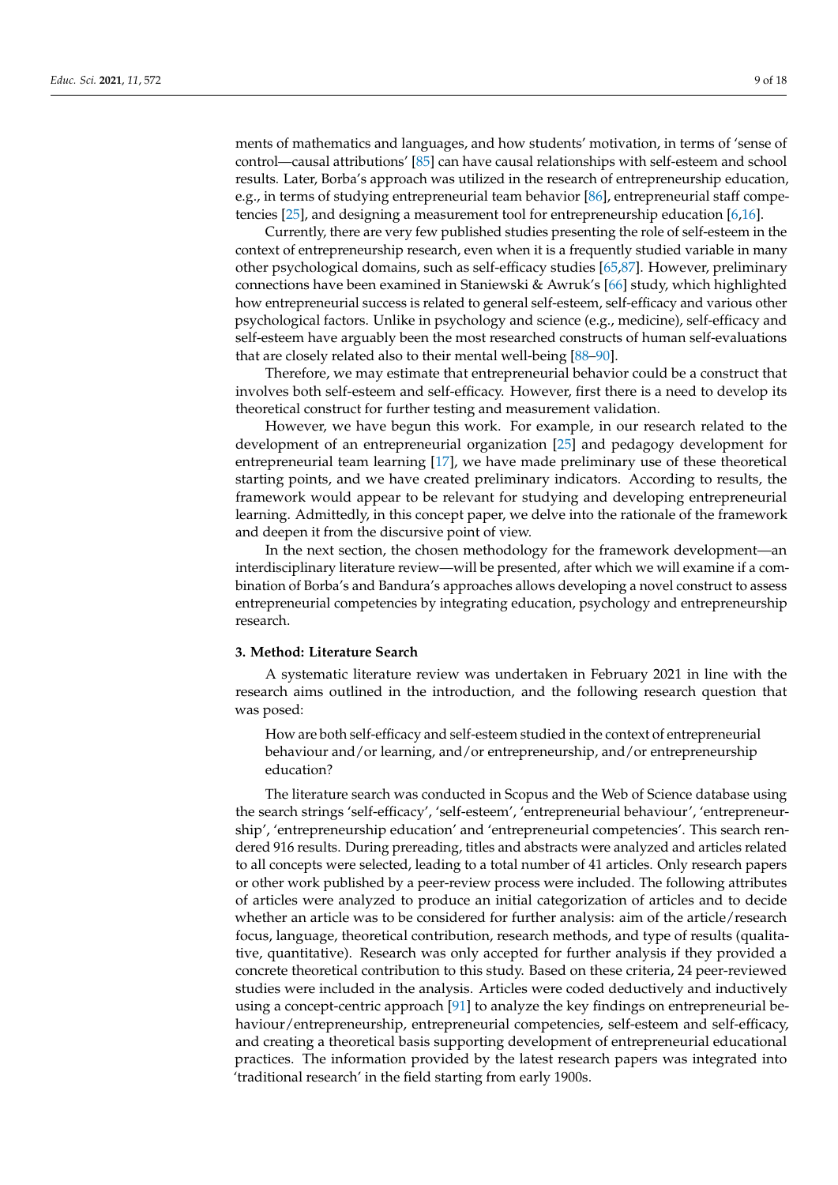ments of mathematics and languages, and how students' motivation, in terms of 'sense of control—causal attributions' [85] can have causal relationships with self-esteem and school results. Later, Borba's approach was utilized in the research of entrepreneurship education, e.g., in terms of studying entrepreneurial team behavior [86], entrepreneurial staff competencies [25], and designing a measurement tool for entrepreneurship education [6,16].

Currently, there are very few published studies presenting the role of self-esteem in the context of entrepreneurship research, even when it is a frequently studied variable in many other psychological domains, such as self-efficacy studies [65,87]. However, preliminary connections have been examined in Staniewski & Awruk's [66] study, which highlighted how entrepreneurial success is related to general self-esteem, self-efficacy and various other psychological factors. Unlike in psychology and science (e.g., medicine), self-efficacy and self-esteem have arguably been the most researched constructs of human self-evaluations that are closely related also to their mental well-being [88–90].

Therefore, we may estimate that entrepreneurial behavior could be a construct that involves both self-esteem and self-efficacy. However, first there is a need to develop its theoretical construct for further testing and measurement validation.

However, we have begun this work. For example, in our research related to the development of an entrepreneurial organization [25] and pedagogy development for entrepreneurial team learning [17], we have made preliminary use of these theoretical starting points, and we have created preliminary indicators. According to results, the framework would appear to be relevant for studying and developing entrepreneurial learning. Admittedly, in this concept paper, we delve into the rationale of the framework and deepen it from the discursive point of view.

In the next section, the chosen methodology for the framework development—an interdisciplinary literature review—will be presented, after which we will examine if a combination of Borba's and Bandura's approaches allows developing a novel construct to assess entrepreneurial competencies by integrating education, psychology and entrepreneurship research.

### 3. Method: Literature Search

A systematic literature review was undertaken in February 2021 in line with the research aims outlined in the introduction, and the following research question that was posed:

> How are both self-efficacy and self-esteem studied in the context of entrepreneurial behaviour and/or learning, and/or entrepreneurship, and/or entrepreneurship education?

The literature search was conducted in Scopus and the Web of Science database using the search strings 'self-efficacy', 'self-esteem', 'entrepreneurial behaviour', 'entrepreneurship', 'entrepreneurship education' and 'entrepreneurial competencies'. This search rendered 916 results. During prereading, titles and abstracts were analyzed and articles related to all concepts were selected, leading to a total number of 41 articles. Only research papers or other work published by a peer-review process were included. The following attributes of articles were analyzed to produce an initial categorization of articles and to decide whether an article was to be considered for further analysis: aim of the article/research focus, language, theoretical contribution, research methods, and type of results (qualitative, quantitative). Research was only accepted for further analysis if they provided a concrete theoretical contribution to this study. Based on these criteria, 24 peer-reviewed studies were included in the analysis. Articles were coded deductively and inductively using a concept-centric approach [91] to analyze the key findings on entrepreneurial behaviour/entrepreneurship, entrepreneurial competencies, self-esteem and self-efficacy, and creating a theoretical basis supporting development of entrepreneurial educational practices. The information provided by the latest research papers was integrated into 'traditional research' in the field starting from early 1900s.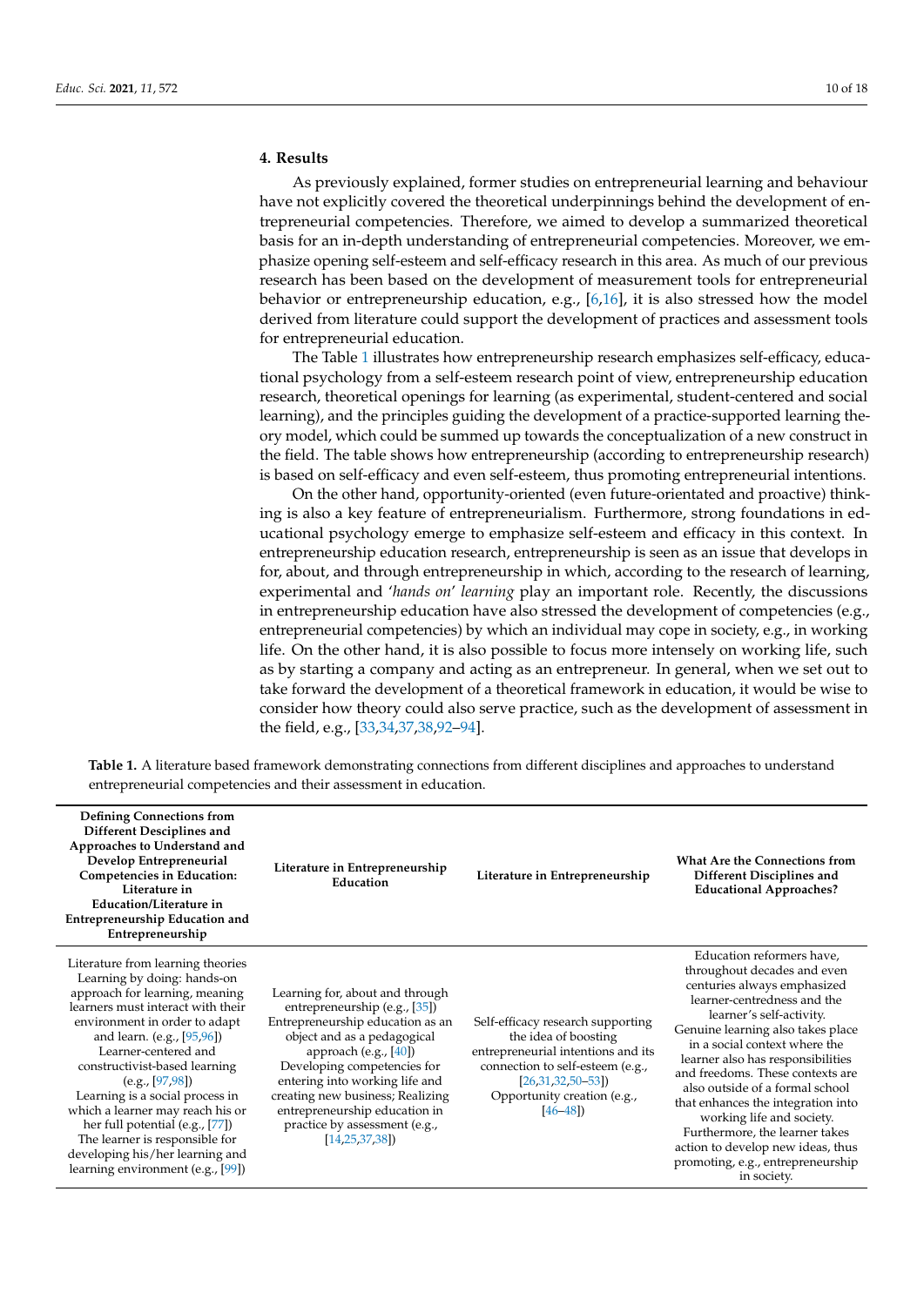## 4. Results

As previously explained, former studies on entrepreneurial learning and behaviour have not explicitly covered the theoretical underpinnings behind the development of entrepreneurial competencies. Therefore, we aimed to develop a summarized theoretical basis for an in-depth understanding of entrepreneurial competencies. Moreover, we emphasize opening self-esteem and self-efficacy research in this area. As much of our previous research has been based on the development of measurement tools for entrepreneurial behavior or entrepreneurship education, e.g., [6,16], it is also stressed how the model derived from literature could support the development of practices and assessment tools for entrepreneurial education.

The Table 1 illustrates how entrepreneurship research emphasizes self-efficacy, educational psychology from a self-esteem research point of view, entrepreneurship education research, theoretical openings for learning (as experimental, student-centered and social learning), and the principles guiding the development of a practice-supported learning theory model, which could be summed up towards the conceptualization of a new construct in the field. The table shows how entrepreneurship (according to entrepreneurship research) is based on self-efficacy and even self-esteem, thus promoting entrepreneurial intentions.

On the other hand, opportunity-oriented (even future-orientated and proactive) thinking is also a key feature of entrepreneurialism. Furthermore, strong foundations in educational psychology emerge to emphasize self-esteem and efficacy in this context. In entrepreneurship education research, entrepreneurship is seen as an issue that develops in for, about, and through entrepreneurship in which, according to the research of learning, experimental and '*hands on*' *learning* play an important role. Recently, the discussions in entrepreneurship education have also stressed the development of competencies (e.g., entrepreneurial competencies) by which an individual may cope in society, e.g., in working life. On the other hand, it is also possible to focus more intensely on working life, such as by starting a company and acting as an entrepreneur. In general, when we set out to take forward the development of a theoretical framework in education, it would be wise to consider how theory could also serve practice, such as the development of assessment in the field, e.g., [33,34,37,38,92–94].

**Table 1.** A literature based framework demonstrating connections from different disciplines and approaches to understand entrepreneurial competencies and their assessment in education.

| Defining Connections from Different Desciplines and Approaches to Understand and Develop Entrepreneurial Competencies in Education: Literature in Education/Literature in Entrepreneurship Education and Entrepreneurship | Literature in Entrepreneurship Education | Literature in Entrepreneurship | What Are the Connections from Different Disciplines and Educational Approaches? |
|---|---|---|---|
| Literature from learning theories<br>Learning by doing: hands-on approach for learning, meaning learners must interact with their environment in order to adapt and learn. (e.g., [95,96])<br>Learner-centered and constructivist-based learning (e.g., [97,98])<br>Learning is a social process in which a learner may reach his or her full potential (e.g., [77])<br>The learner is responsible for developing his/her learning and learning environment (e.g., [99]) | Learning for, about and through entrepreneurship (e.g., [35])<br>Entrepreneurship education as an object and as a pedagogical approach (e.g., [40])<br>Developing competencies for entering into working life and creating new business; Realizing entrepreneurship education in practice by assessment (e.g., [14,25,37,38]) | Self-efficacy research supporting the idea of boosting entrepreneurial intentions and its connection to self-esteem (e.g., [26,31,32,50–53])<br>Opportunity creation (e.g., [46–48]) | Education reformers have, throughout decades and even centuries always emphasized learner-centredness and the learner's self-activity.<br>Genuine learning also takes place in a social context where the learner also has responsibilities and freedoms. These contexts are also outside of a formal school that enhances the integration into working life and society.<br>Furthermore, the learner takes action to develop new ideas, thus promoting, e.g., entrepreneurship in society. |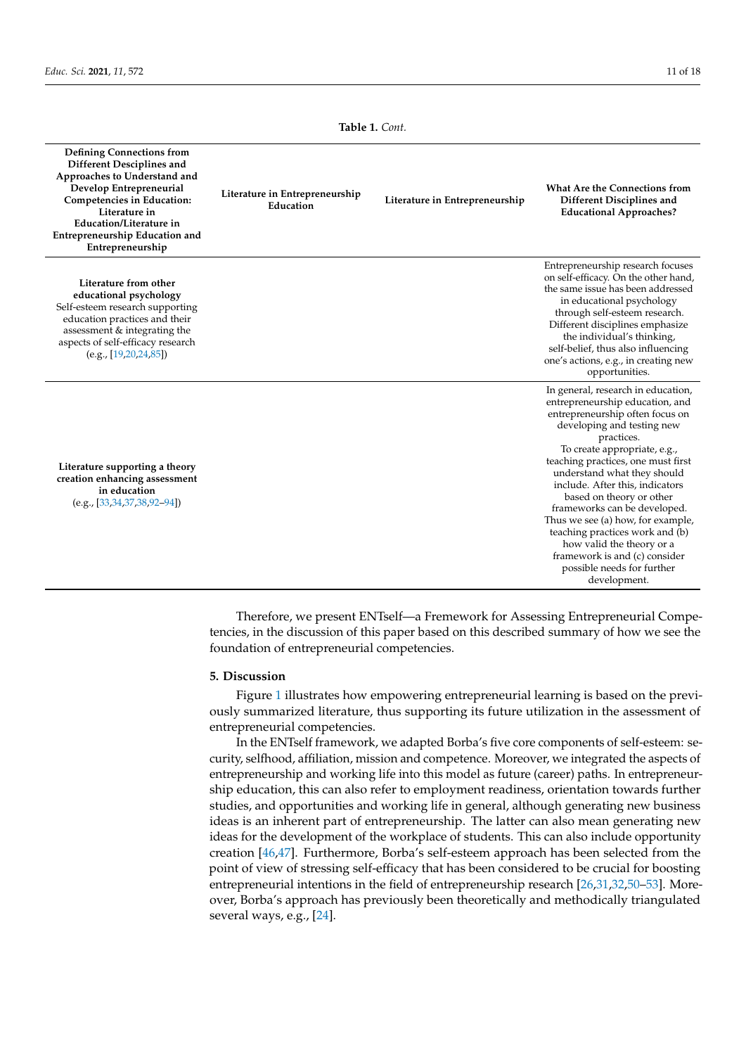**Table 1.** *Cont.*

| Defining Connections from Different Desciplines and Approaches to Understand and Develop Entrepreneurial Competencies in Education: Literature in Education/Literature in Entrepreneurship Education and Entrepreneurship | Literature in Entrepreneurship Education | Literature in Entrepreneurship | What Are the Connections from Different Disciplines and Educational Approaches? |
|---|---|---|---|
| **Literature from other educational psychology** Self-esteem research supporting education practices and their assessment & integrating the aspects of self-efficacy research (e.g., [19,20,24,85]) | | | Entrepreneurship research focuses on self-efficacy. On the other hand, the same issue has been addressed in educational psychology through self-esteem research. Different disciplines emphasize the individual's thinking, self-belief, thus also influencing one's actions, e.g., in creating new opportunities. |
| **Literature supporting a theory creation enhancing assessment in education** (e.g., [33,34,37,38,92–94]) | | | In general, research in education, entrepreneurship education, and entrepreneurship often focus on developing and testing new practices. To create appropriate, e.g., teaching practices, one must first understand what they should include. After this, indicators based on theory or other frameworks can be developed. Thus we see (a) how, for example, teaching practices work and (b) how valid the theory or a framework is and (c) consider possible needs for further development. |

Therefore, we present ENTself—a Framework for Assessing Entrepreneurial Competencies, in the discussion of this paper based on this described summary of how we see the foundation of entrepreneurial competencies.

## 5. Discussion

Figure 1 illustrates how empowering entrepreneurial learning is based on the previously summarized literature, thus supporting its future utilization in the assessment of entrepreneurial competencies.

In the ENTself framework, we adapted Borba's five core components of self-esteem: security, selfhood, affiliation, mission and competence. Moreover, we integrated the aspects of entrepreneurship and working life into this model as future (career) paths. In entrepreneurship education, this can also refer to employment readiness, orientation towards further studies, and opportunities and working life in general, although generating new business ideas is an inherent part of entrepreneurship. The latter can also mean generating new ideas for the development of the workplace of students. This can also include opportunity creation [46,47]. Furthermore, Borba's self-esteem approach has been selected from the point of view of stressing self-efficacy that has been considered to be crucial for boosting entrepreneurial intentions in the field of entrepreneurship research [26,31,32,50–53]. Moreover, Borba's approach has previously been theoretically and methodically triangulated several ways, e.g., [24].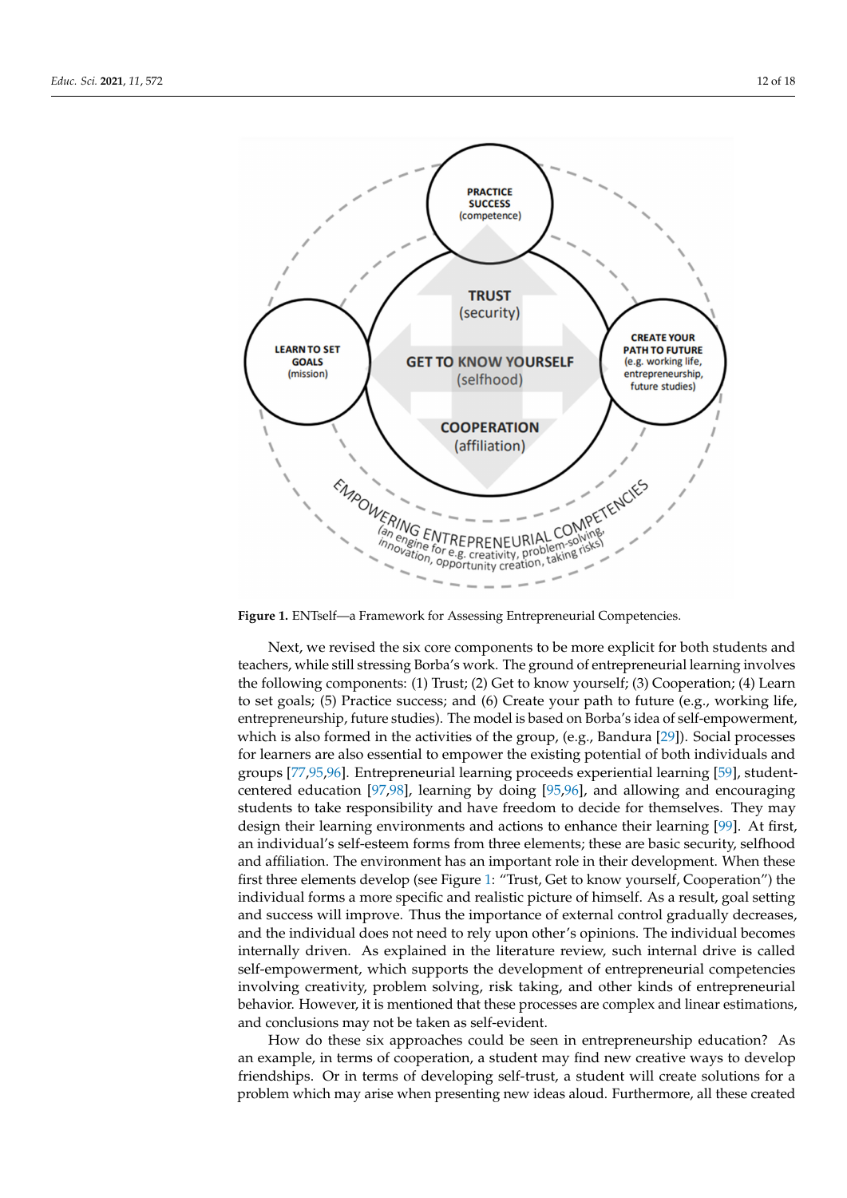PRACTICE SUCCESS (competence)

TRUST (security)

LEARN TO SET GOALS (mission)

GET TO KNOW YOURSELF (selfhood)

CREATE YOUR PATH TO FUTURE (e.g. working life, entrepreneurship, future studies)

COOPERATION (affiliation)

EMPOWERING ENTREPRENEURIAL COMPETENCIES (an engine for e.g. creativity, problem-solving, innovation, opportunity creation, taking risks)

**Figure 1.** ENTself—a Framework for Assessing Entrepreneurial Competencies.

Next, we revised the six core components to be more explicit for both students and teachers, while still stressing Borba's work. The ground of entrepreneurial learning involves the following components: (1) Trust; (2) Get to know yourself; (3) Cooperation; (4) Learn to set goals; (5) Practice success; and (6) Create your path to future (e.g., working life, entrepreneurship, future studies). The model is based on Borba's idea of self-empowerment, which is also formed in the activities of the group, (e.g., Bandura [29]). Social processes for learners are also essential to empower the existing potential of both individuals and groups [77,95,96]. Entrepreneurial learning proceeds experiential learning [59], student-centered education [97,98], learning by doing [95,96], and allowing and encouraging students to take responsibility and have freedom to decide for themselves. They may design their learning environments and actions to enhance their learning [99]. At first, an individual's self-esteem forms from three elements; these are basic security, selfhood and affiliation. The environment has an important role in their development. When these first three elements develop (see Figure 1: "Trust, Get to know yourself, Cooperation") the individual forms a more specific and realistic picture of himself. As a result, goal setting and success will improve. Thus the importance of external control gradually decreases, and the individual does not need to rely upon other's opinions. The individual becomes internally driven. As explained in the literature review, such internal drive is called self-empowerment, which supports the development of entrepreneurial competencies involving creativity, problem solving, risk taking, and other kinds of entrepreneurial behavior. However, it is mentioned that these processes are complex and linear estimations, and conclusions may not be taken as self-evident.

How do these six approaches could be seen in entrepreneurship education? As an example, in terms of cooperation, a student may find new creative ways to develop friendships. Or in terms of developing self-trust, a student will create solutions for a problem which may arise when presenting new ideas aloud. Furthermore, all these created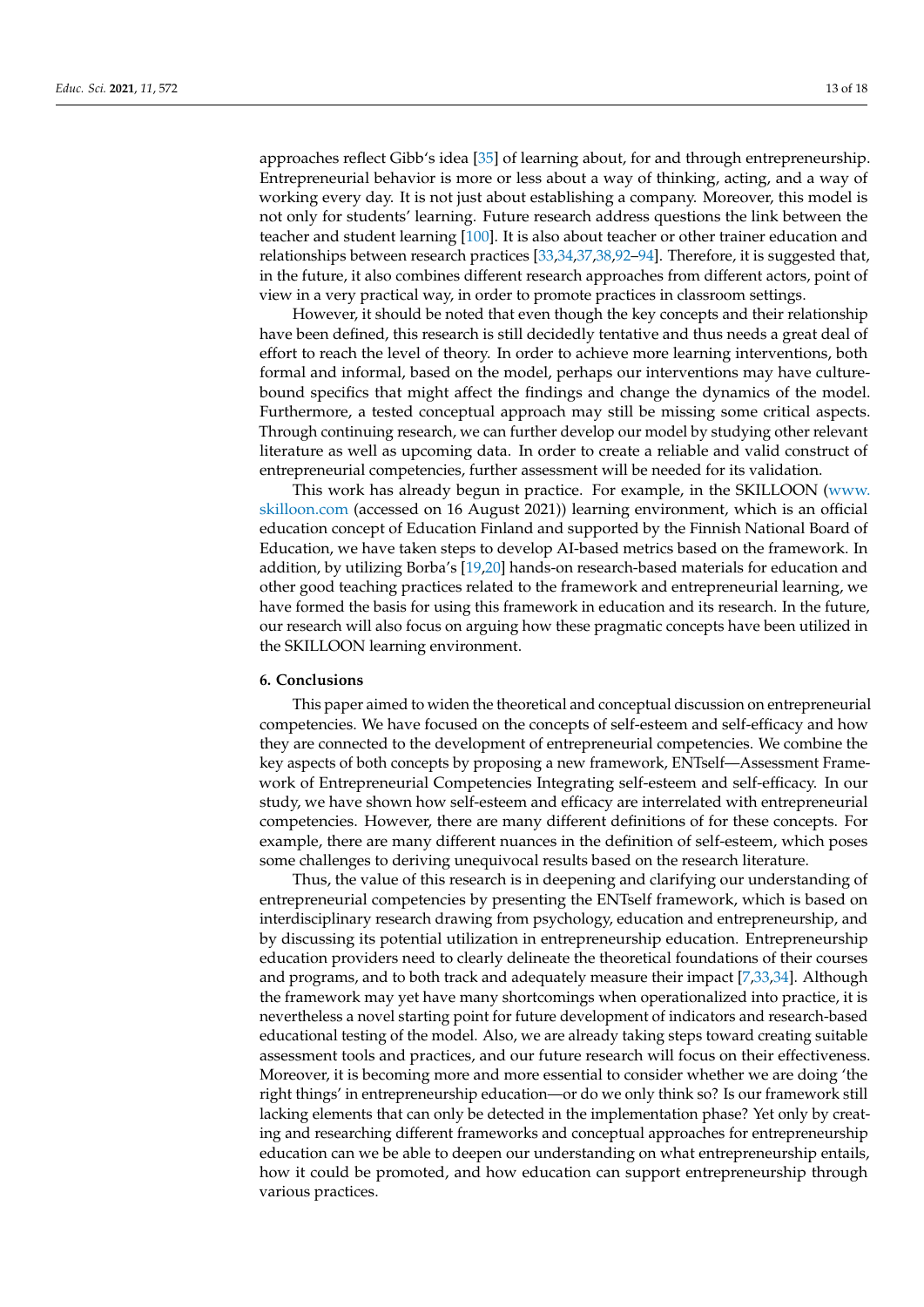approaches reflect Gibb's idea [35] of learning about, for and through entrepreneurship. Entrepreneurial behavior is more or less about a way of thinking, acting, and a way of working every day. It is not just about establishing a company. Moreover, this model is not only for students' learning. Future research address questions the link between the teacher and student learning [100]. It is also about teacher or other trainer education and relationships between research practices [33,34,37,38,92–94]. Therefore, it is suggested that, in the future, it also combines different research approaches from different actors, point of view in a very practical way, in order to promote practices in classroom settings.

However, it should be noted that even though the key concepts and their relationship have been defined, this research is still decidedly tentative and thus needs a great deal of effort to reach the level of theory. In order to achieve more learning interventions, both formal and informal, based on the model, perhaps our interventions may have culture-bound specifics that might affect the findings and change the dynamics of the model. Furthermore, a tested conceptual approach may still be missing some critical aspects. Through continuing research, we can further develop our model by studying other relevant literature as well as upcoming data. In order to create a reliable and valid construct of entrepreneurial competencies, further assessment will be needed for its validation.

This work has already begun in practice. For example, in the SKILLOON (www.skilloon.com (accessed on 16 August 2021)) learning environment, which is an official education concept of Education Finland and supported by the Finnish National Board of Education, we have taken steps to develop AI-based metrics based on the framework. In addition, by utilizing Borba's [19,20] hands-on research-based materials for education and other good teaching practices related to the framework and entrepreneurial learning, we have formed the basis for using this framework in education and its research. In the future, our research will also focus on arguing how these pragmatic concepts have been utilized in the SKILLOON learning environment.

## 6. Conclusions

This paper aimed to widen the theoretical and conceptual discussion on entrepreneurial competencies. We have focused on the concepts of self-esteem and self-efficacy and how they are connected to the development of entrepreneurial competencies. We combine the key aspects of both concepts by proposing a new framework, ENTself—Assessment Framework of Entrepreneurial Competencies Integrating self-esteem and self-efficacy. In our study, we have shown how self-esteem and efficacy are interrelated with entrepreneurial competencies. However, there are many different definitions of for these concepts. For example, there are many different nuances in the definition of self-esteem, which poses some challenges to deriving unequivocal results based on the research literature.

Thus, the value of this research is in deepening and clarifying our understanding of entrepreneurial competencies by presenting the ENTself framework, which is based on interdisciplinary research drawing from psychology, education and entrepreneurship, and by discussing its potential utilization in entrepreneurship education. Entrepreneurship education providers need to clearly delineate the theoretical foundations of their courses and programs, and to both track and adequately measure their impact [7,33,34]. Although the framework may yet have many shortcomings when operationalized into practice, it is nevertheless a novel starting point for future development of indicators and research-based educational testing of the model. Also, we are already taking steps toward creating suitable assessment tools and practices, and our future research will focus on their effectiveness. Moreover, it is becoming more and more essential to consider whether we are doing 'the right things' in entrepreneurship education—or do we only think so? Is our framework still lacking elements that can only be detected in the implementation phase? Yet only by creating and researching different frameworks and conceptual approaches for entrepreneurship education can we be able to deepen our understanding on what entrepreneurship entails, how it could be promoted, and how education can support entrepreneurship through various practices.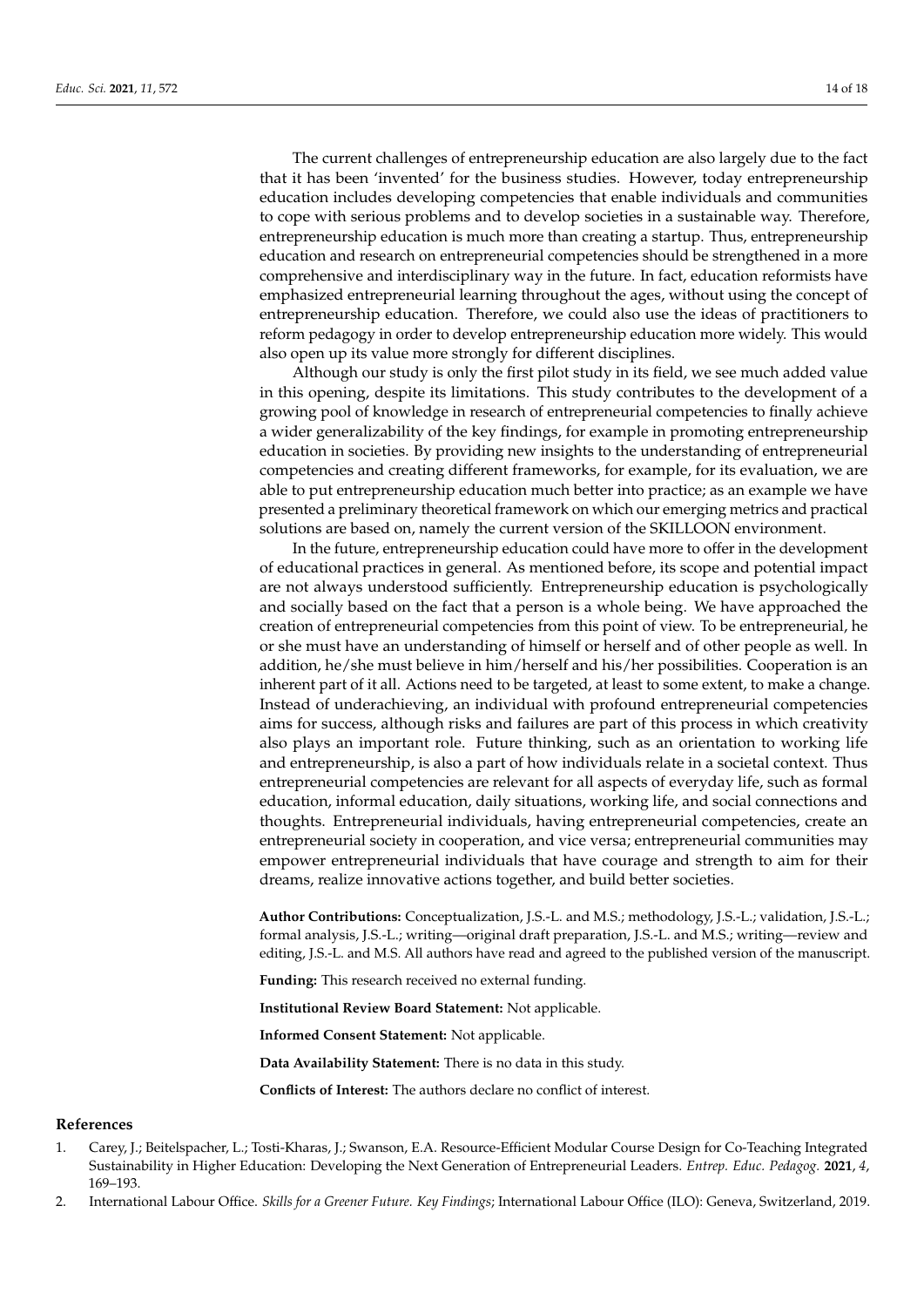The current challenges of entrepreneurship education are also largely due to the fact that it has been 'invented' for the business studies. However, today entrepreneurship education includes developing competencies that enable individuals and communities to cope with serious problems and to develop societies in a sustainable way. Therefore, entrepreneurship education is much more than creating a startup. Thus, entrepreneurship education and research on entrepreneurial competencies should be strengthened in a more comprehensive and interdisciplinary way in the future. In fact, education reformists have emphasized entrepreneurial learning throughout the ages, without using the concept of entrepreneurship education. Therefore, we could also use the ideas of practitioners to reform pedagogy in order to develop entrepreneurship education more widely. This would also open up its value more strongly for different disciplines.

Although our study is only the first pilot study in its field, we see much added value in this opening, despite its limitations. This study contributes to the development of a growing pool of knowledge in research of entrepreneurial competencies to finally achieve a wider generalizability of the key findings, for example in promoting entrepreneurship education in societies. By providing new insights to the understanding of entrepreneurial competencies and creating different frameworks, for example, for its evaluation, we are able to put entrepreneurship education much better into practice; as an example we have presented a preliminary theoretical framework on which our emerging metrics and practical solutions are based on, namely the current version of the SKILLOON environment.

In the future, entrepreneurship education could have more to offer in the development of educational practices in general. As mentioned before, its scope and potential impact are not always understood sufficiently. Entrepreneurship education is psychologically and socially based on the fact that a person is a whole being. We have approached the creation of entrepreneurial competencies from this point of view. To be entrepreneurial, he or she must have an understanding of himself or herself and of other people as well. In addition, he/she must believe in him/herself and his/her possibilities. Cooperation is an inherent part of it all. Actions need to be targeted, at least to some extent, to make a change. Instead of underachieving, an individual with profound entrepreneurial competencies aims for success, although risks and failures are part of this process in which creativity also plays an important role. Future thinking, such as an orientation to working life and entrepreneurship, is also a part of how individuals relate in a societal context. Thus entrepreneurial competencies are relevant for all aspects of everyday life, such as formal education, informal education, daily situations, working life, and social connections and thoughts. Entrepreneurial individuals, having entrepreneurial competencies, create an entrepreneurial society in cooperation, and vice versa; entrepreneurial communities may empower entrepreneurial individuals that have courage and strength to aim for their dreams, realize innovative actions together, and build better societies.

**Author Contributions:** Conceptualization, J.S.-L. and M.S.; methodology, J.S.-L.; validation, J.S.-L.; formal analysis, J.S.-L.; writing—original draft preparation, J.S.-L. and M.S.; writing—review and editing, J.S.-L. and M.S. All authors have read and agreed to the published version of the manuscript.

**Funding:** This research received no external funding.

**Institutional Review Board Statement:** Not applicable.

**Informed Consent Statement:** Not applicable.

**Data Availability Statement:** There is no data in this study.

**Conflicts of Interest:** The authors declare no conflict of interest.

## References

1. Carey, J.; Beitelspacher, L.; Tosti-Kharas, J.; Swanson, E.A. Resource-Efficient Modular Course Design for Co-Teaching Integrated Sustainability in Higher Education: Developing the Next Generation of Entrepreneurial Leaders. *Entrep. Educ. Pedagog.* **2021**, *4*, 169–193.
2. International Labour Office. *Skills for a Greener Future. Key Findings*; International Labour Office (ILO): Geneva, Switzerland, 2019.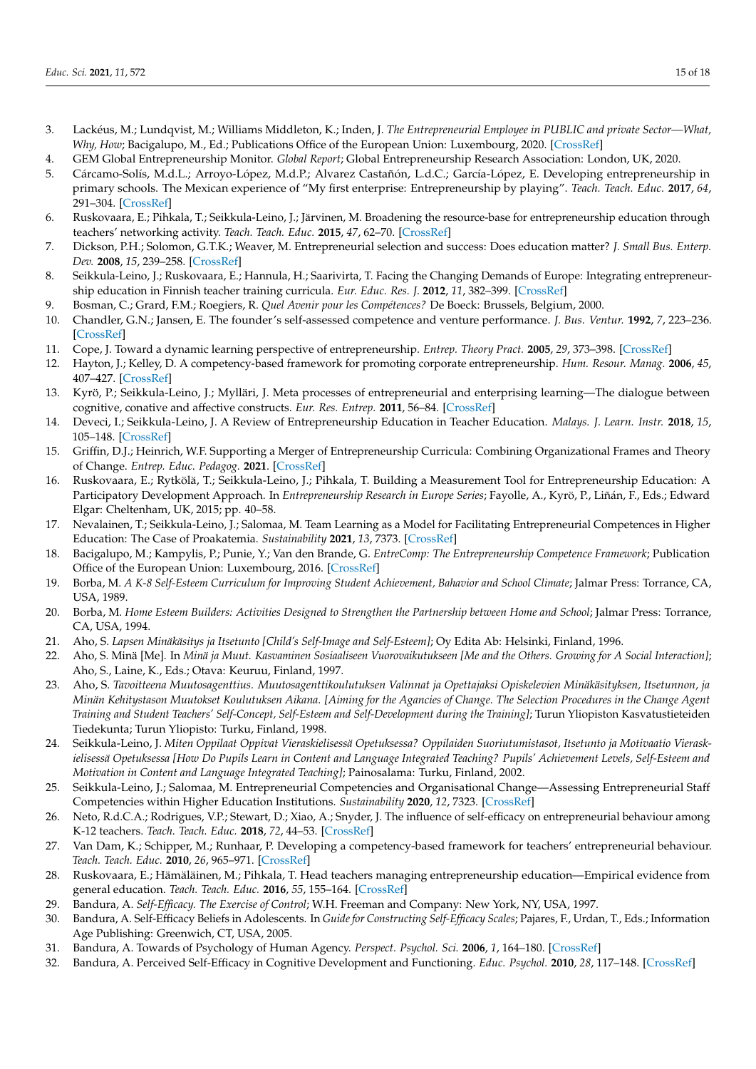3. Lackéus, M.; Lundqvist, M.; Williams Middleton, K.; Inden, J. *The Entrepreneurial Employee in PUBLIC and private Sector—What, Why, How*; Bacigalupo, M., Ed.; Publications Office of the European Union: Luxembourg, 2020. [CrossRef]
4. GEM Global Entrepreneurship Monitor. *Global Report*; Global Entrepreneurship Research Association: London, UK, 2020.
5. Cárcamo-Solís, M.d.L.; Arroyo-López, M.d.P.; Alvarez Castañón, L.d.C.; García-López, E. Developing entrepreneurship in primary schools. The Mexican experience of "My first enterprise: Entrepreneurship by playing". *Teach. Teach. Educ.* **2017**, *64*, 291–304. [CrossRef]
6. Ruskovaara, E.; Pihkala, T.; Seikkula-Leino, J.; Järvinen, M. Broadening the resource-base for entrepreneurship education through teachers' networking activity. *Teach. Teach. Educ.* **2015**, *47*, 62–70. [CrossRef]
7. Dickson, P.H.; Solomon, G.T.K.; Weaver, M. Entrepreneurial selection and success: Does education matter? *J. Small Bus. Enterp. Dev.* **2008**, *15*, 239–258. [CrossRef]
8. Seikkula-Leino, J.; Ruskovaara, E.; Hannula, H.; Saarivirta, T. Facing the Changing Demands of Europe: Integrating entrepreneurship education in Finnish teacher training curricula. *Eur. Educ. Res. J.* **2012**, *11*, 382–399. [CrossRef]
9. Bosman, C.; Grard, F.M.; Roegiers, R. *Quel Avenir pour les Compétences?* De Boeck: Brussels, Belgium, 2000.
10. Chandler, G.N.; Jansen, E. The founder's self-assessed competence and venture performance. *J. Bus. Ventur.* **1992**, *7*, 223–236. [CrossRef]
11. Cope, J. Toward a dynamic learning perspective of entrepreneurship. *Entrep. Theory Pract.* **2005**, *29*, 373–398. [CrossRef]
12. Hayton, J.; Kelley, D. A competency-based framework for promoting corporate entrepreneurship. *Hum. Resour. Manag.* **2006**, *45*, 407–427. [CrossRef]
13. Kyrö, P.; Seikkula-Leino, J.; Mylläri, J. Meta processes of entrepreneurial and enterprising learning—The dialogue between cognitive, conative and affective constructs. *Eur. Res. Entrep.* **2011**, 56–84. [CrossRef]
14. Deveci, I.; Seikkula-Leino, J. A Review of Entrepreneurship Education in Teacher Education. *Malays. J. Learn. Instr.* **2018**, *15*, 105–148. [CrossRef]
15. Griffin, D.J.; Heinrich, W.F. Supporting a Merger of Entrepreneurship Curricula: Combining Organizational Frames and Theory of Change. *Entrep. Educ. Pedagog.* **2021**. [CrossRef]
16. Ruskovaara, E.; Rytkölä, T.; Seikkula-Leino, J.; Pihkala, T. Building a Measurement Tool for Entrepreneurship Education: A Participatory Development Approach. In *Entrepreneurship Research in Europe Series*; Fayolle, A., Kyrö, P., Liñán, F., Eds.; Edward Elgar: Cheltenham, UK, 2015; pp. 40–58.
17. Nevalainen, T.; Seikkula-Leino, J.; Salomaa, M. Team Learning as a Model for Facilitating Entrepreneurial Competences in Higher Education: The Case of Proakatemia. *Sustainability* **2021**, *13*, 7373. [CrossRef]
18. Bacigalupo, M.; Kampylis, P.; Punie, Y.; Van den Brande, G. *EntreComp: The Entrepreneurship Competence Framework*; Publication Office of the European Union: Luxembourg, 2016. [CrossRef]
19. Borba, M. *A K-8 Self-Esteem Curriculum for Improving Student Achievement, Bahavior and School Climate*; Jalmar Press: Torrance, CA, USA, 1989.
20. Borba, M. *Home Esteem Builders: Activities Designed to Strengthen the Partnership between Home and School*; Jalmar Press: Torrance, CA, USA, 1994.
21. Aho, S. *Lapsen Minäkäsitys ja Itsetunto [Child's Self-Image and Self-Esteem]*; Oy Edita Ab: Helsinki, Finland, 1996.
22. Aho, S. Minä [Me]. In *Minä ja Muut. Kasvaminen Sosiaaliseen Vuorovaikutukseen [Me and the Others. Growing for A Social Interaction]*; Aho, S., Laine, K., Eds.; Otava: Keuruu, Finland, 1997.
23. Aho, S. *Tavoitteena Muutosagenttius. Muutosagenttikoulutuksen Valinnat ja Opettajaksi Opiskelevien Minäkäsityksen, Itsetunnon, ja Minän Kehitystason Muutokset Koulutuksen Aikana. [Aiming for the Agencies of Change. The Selection Procedures in the Change Agent Training and Student Teachers' Self-Concept, Self-Esteem and Self-Development during the Training]*; Turun Yliopiston Kasvatustieteiden Tiedekunta; Turun Yliopisto: Turku, Finland, 1998.
24. Seikkula-Leino, J. *Miten Oppilaat Oppivat Vieraskielisessä Opetuksessa? Oppilaiden Suoriutumistasot, Itsetunto ja Motivaatio Vieraskielisessä Opetuksessa [How Do Pupils Learn in Content and Language Integrated Teaching? Pupils' Achievement Levels, Self-Esteem and Motivation in Content and Language Integrated Teaching]*; Painosalama: Turku, Finland, 2002.
25. Seikkula-Leino, J.; Salomaa, M. Entrepreneurial Competencies and Organisational Change—Assessing Entrepreneurial Staff Competencies within Higher Education Institutions. *Sustainability* **2020**, *12*, 7323. [CrossRef]
26. Neto, R.d.C.A.; Rodrigues, V.P.; Stewart, D.; Xiao, A.; Snyder, J. The influence of self-efficacy on entrepreneurial behaviour among K-12 teachers. *Teach. Teach. Educ.* **2018**, *72*, 44–53. [CrossRef]
27. Van Dam, K.; Schipper, M.; Runhaar, P. Developing a competency-based framework for teachers' entrepreneurial behaviour. *Teach. Teach. Educ.* **2010**, *26*, 965–971. [CrossRef]
28. Ruskovaara, E.; Hämäläinen, M.; Pihkala, T. Head teachers managing entrepreneurship education—Empirical evidence from general education. *Teach. Teach. Educ.* **2016**, *55*, 155–164. [CrossRef]
29. Bandura, A. *Self-Efficacy. The Exercise of Control*; W.H. Freeman and Company: New York, NY, USA, 1997.
30. Bandura, A. Self-Efficacy Beliefs in Adolescents. In *Guide for Constructing Self-Efficacy Scales*; Pajares, F., Urdan, T., Eds.; Information Age Publishing: Greenwich, CT, USA, 2005.
31. Bandura, A. Towards of Psychology of Human Agency. *Perspect. Psychol. Sci.* **2006**, *1*, 164–180. [CrossRef]
32. Bandura, A. Perceived Self-Efficacy in Cognitive Development and Functioning. *Educ. Psychol.* **2010**, *28*, 117–148. [CrossRef]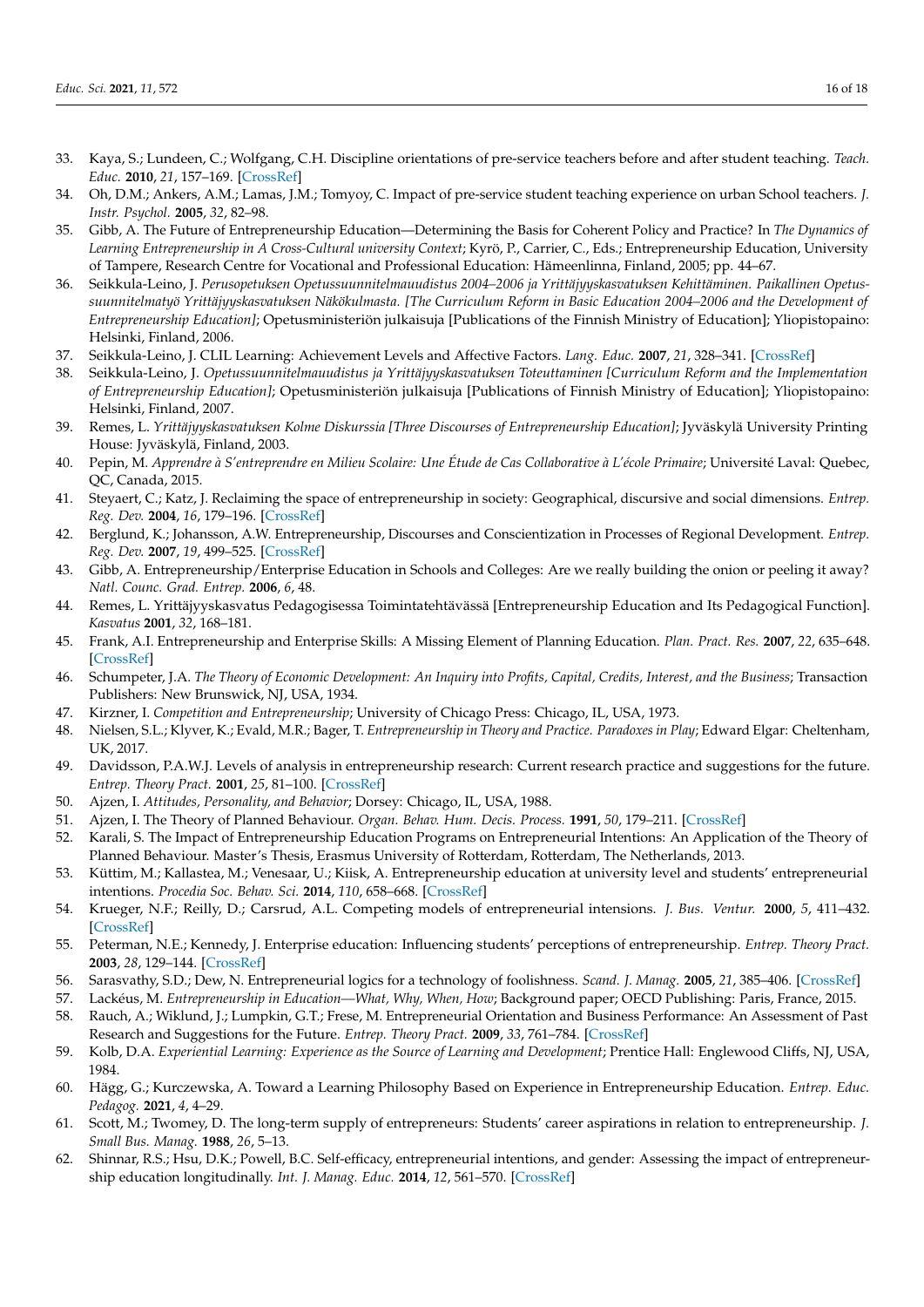33. Kaya, S.; Lundeen, C.; Wolfgang, C.H. Discipline orientations of pre-service teachers before and after student teaching. *Teach. Educ.* **2010**, *21*, 157–169. [CrossRef]
34. Oh, D.M.; Ankers, A.M.; Lamas, J.M.; Tomyoy, C. Impact of pre-service student teaching experience on urban School teachers. *J. Instr. Psychol.* **2005**, *32*, 82–98.
35. Gibb, A. The Future of Entrepreneurship Education—Determining the Basis for Coherent Policy and Practice? In *The Dynamics of Learning Entrepreneurship in A Cross-Cultural university Context*; Kyrö, P., Carrier, C., Eds.; Entrepreneurship Education, University of Tampere, Research Centre for Vocational and Professional Education: Hämeenlinna, Finland, 2005; pp. 44–67.
36. Seikkula-Leino, J. *Perusopetuksen Opetussuunnitelmauudistus 2004–2006 ja Yrittäjyyskasvatuksen Kehittäminen. Paikallinen Opetussuunnitelmatyö Yrittäjyyskasvatuksen Näkökulmasta. [The Curriculum Reform in Basic Education 2004–2006 and the Development of Entrepreneurship Education]*; Opetusministeriön julkaisuja [Publications of the Finnish Ministry of Education]; Yliopistopaino: Helsinki, Finland, 2006.
37. Seikkula-Leino, J. CLIL Learning: Achievement Levels and Affective Factors. *Lang. Educ.* **2007**, *21*, 328–341. [CrossRef]
38. Seikkula-Leino, J. *Opetussuunnitelmauudistus ja Yrittäjyyskasvatuksen Toteuttaminen [Curriculum Reform and the Implementation of Entrepreneurship Education]*; Opetusministeriön julkaisuja [Publications of Finnish Ministry of Education]; Yliopistopaino: Helsinki, Finland, 2007.
39. Remes, L. *Yrittäjyyskasvatuksen Kolme Diskurssia [Three Discourses of Entrepreneurship Education]*; Jyväskylä University Printing House: Jyväskylä, Finland, 2003.
40. Pepin, M. *Apprendre à S'entreprendre en Milieu Scolaire: Une Étude de Cas Collaborative à L'école Primaire*; Université Laval: Quebec, QC, Canada, 2015.
41. Steyaert, C.; Katz, J. Reclaiming the space of entrepreneurship in society: Geographical, discursive and social dimensions. *Entrep. Reg. Dev.* **2004**, *16*, 179–196. [CrossRef]
42. Berglund, K.; Johansson, A.W. Entrepreneurship, Discourses and Conscientization in Processes of Regional Development. *Entrep. Reg. Dev.* **2007**, *19*, 499–525. [CrossRef]
43. Gibb, A. Entrepreneurship/Enterprise Education in Schools and Colleges: Are we really building the onion or peeling it away? *Natl. Counc. Grad. Entrep.* **2006**, *6*, 48.
44. Remes, L. Yrittäjyyskasvatus Pedagogisessa Toimintatehtävässä [Entrepreneurship Education and Its Pedagogical Function]. *Kasvatus* **2001**, *32*, 168–181.
45. Frank, A.I. Entrepreneurship and Enterprise Skills: A Missing Element of Planning Education. *Plan. Pract. Res.* **2007**, *22*, 635–648. [CrossRef]
46. Schumpeter, J.A. *The Theory of Economic Development: An Inquiry into Profits, Capital, Credits, Interest, and the Business*; Transaction Publishers: New Brunswick, NJ, USA, 1934.
47. Kirzner, I. *Competition and Entrepreneurship*; University of Chicago Press: Chicago, IL, USA, 1973.
48. Nielsen, S.L.; Klyver, K.; Evald, M.R.; Bager, T. *Entrepreneurship in Theory and Practice. Paradoxes in Play*; Edward Elgar: Cheltenham, UK, 2017.
49. Davidsson, P.A.W.J. Levels of analysis in entrepreneurship research: Current research practice and suggestions for the future. *Entrep. Theory Pract.* **2001**, *25*, 81–100. [CrossRef]
50. Ajzen, I. *Attitudes, Personality, and Behavior*; Dorsey: Chicago, IL, USA, 1988.
51. Ajzen, I. The Theory of Planned Behaviour. *Organ. Behav. Hum. Decis. Process.* **1991**, *50*, 179–211. [CrossRef]
52. Karali, S. The Impact of Entrepreneurship Education Programs on Entrepreneurial Intentions: An Application of the Theory of Planned Behaviour. Master's Thesis, Erasmus University of Rotterdam, Rotterdam, The Netherlands, 2013.
53. Küttim, M.; Kallastea, M.; Venesaar, U.; Kiisk, A. Entrepreneurship education at university level and students' entrepreneurial intentions. *Procedia Soc. Behav. Sci.* **2014**, *110*, 658–668. [CrossRef]
54. Krueger, N.F.; Reilly, D.; Carsrud, A.L. Competing models of entrepreneurial intensions. *J. Bus. Ventur.* **2000**, *5*, 411–432. [CrossRef]
55. Peterman, N.E.; Kennedy, J. Enterprise education: Influencing students' perceptions of entrepreneurship. *Entrep. Theory Pract.* **2003**, *28*, 129–144. [CrossRef]
56. Sarasvathy, S.D.; Dew, N. Entrepreneurial logics for a technology of foolishness. *Scand. J. Manag.* **2005**, *21*, 385–406. [CrossRef]
57. Lackéus, M. *Entrepreneurship in Education—What, Why, When, How*; Background paper; OECD Publishing: Paris, France, 2015.
58. Rauch, A.; Wiklund, J.; Lumpkin, G.T.; Frese, M. Entrepreneurial Orientation and Business Performance: An Assessment of Past Research and Suggestions for the Future. *Entrep. Theory Pract.* **2009**, *33*, 761–784. [CrossRef]
59. Kolb, D.A. *Experiential Learning: Experience as the Source of Learning and Development*; Prentice Hall: Englewood Cliffs, NJ, USA, 1984.
60. Hägg, G.; Kurczewska, A. Toward a Learning Philosophy Based on Experience in Entrepreneurship Education. *Entrep. Educ. Pedagog.* **2021**, *4*, 4–29.
61. Scott, M.; Twomey, D. The long-term supply of entrepreneurs: Students' career aspirations in relation to entrepreneurship. *J. Small Bus. Manag.* **1988**, *26*, 5–13.
62. Shinnar, R.S.; Hsu, D.K.; Powell, B.C. Self-efficacy, entrepreneurial intentions, and gender: Assessing the impact of entrepreneurship education longitudinally. *Int. J. Manag. Educ.* **2014**, *12*, 561–570. [CrossRef]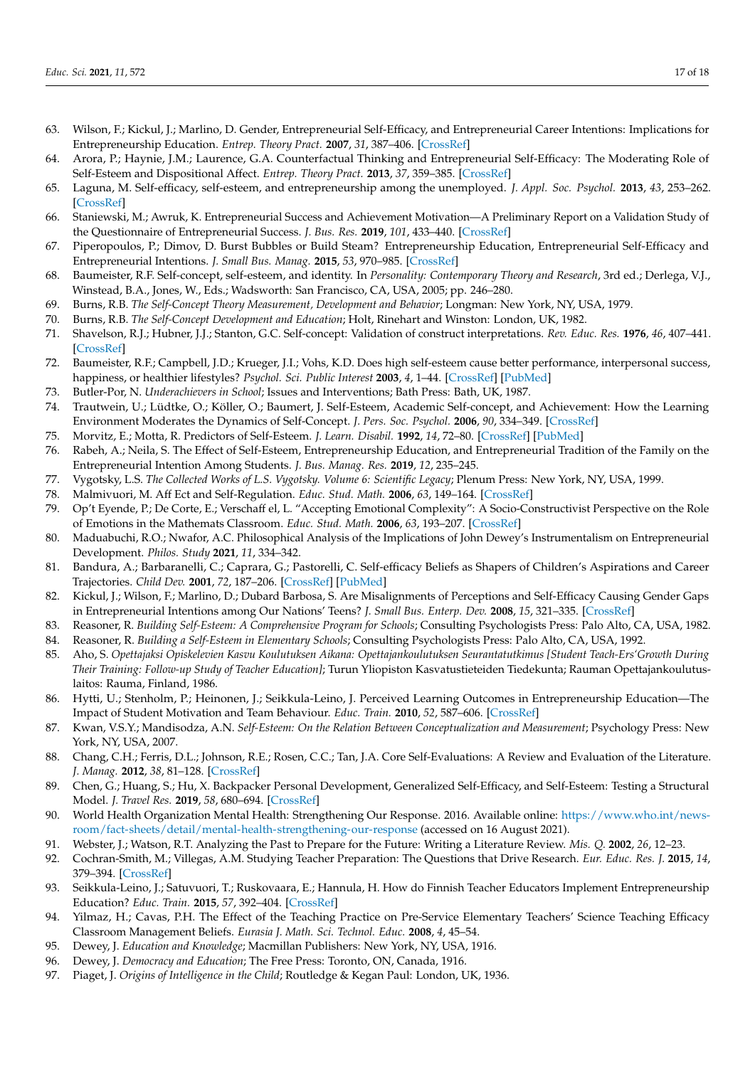63. Wilson, F.; Kickul, J.; Marlino, D. Gender, Entrepreneurial Self-Efficacy, and Entrepreneurial Career Intentions: Implications for Entrepreneurship Education. *Entrep. Theory Pract.* **2007**, *31*, 387–406. [CrossRef]
64. Arora, P.; Haynie, J.M.; Laurence, G.A. Counterfactual Thinking and Entrepreneurial Self-Efficacy: The Moderating Role of Self-Esteem and Dispositional Affect. *Entrep. Theory Pract.* **2013**, *37*, 359–385. [CrossRef]
65. Laguna, M. Self-efficacy, self-esteem, and entrepreneurship among the unemployed. *J. Appl. Soc. Psychol.* **2013**, *43*, 253–262. [CrossRef]
66. Staniewski, M.; Awruk, K. Entrepreneurial Success and Achievement Motivation—A Preliminary Report on a Validation Study of the Questionnaire of Entrepreneurial Success. *J. Bus. Res.* **2019**, *101*, 433–440. [CrossRef]
67. Piperopoulos, P.; Dimov, D. Burst Bubbles or Build Steam? Entrepreneurship Education, Entrepreneurial Self-Efficacy and Entrepreneurial Intentions. *J. Small Bus. Manag.* **2015**, *53*, 970–985. [CrossRef]
68. Baumeister, R.F. Self-concept, self-esteem, and identity. In *Personality: Contemporary Theory and Research*, 3rd ed.; Derlega, V.J., Winstead, B.A., Jones, W., Eds.; Wadsworth: San Francisco, CA, USA, 2005; pp. 246–280.
69. Burns, R.B. *The Self-Concept Theory Measurement, Development and Behavior*; Longman: New York, NY, USA, 1979.
70. Burns, R.B. *The Self-Concept Development and Education*; Holt, Rinehart and Winston: London, UK, 1982.
71. Shavelson, R.J.; Hubner, J.J.; Stanton, G.C. Self-concept: Validation of construct interpretations. *Rev. Educ. Res.* **1976**, *46*, 407–441. [CrossRef]
72. Baumeister, R.F.; Campbell, J.D.; Krueger, J.I.; Vohs, K.D. Does high self-esteem cause better performance, interpersonal success, happiness, or healthier lifestyles? *Psychol. Sci. Public Interest* **2003**, *4*, 1–44. [CrossRef] [PubMed]
73. Butler-Por, N. *Underachievers in School*; Issues and Interventions; Bath Press: Bath, UK, 1987.
74. Trautwein, U.; Lüdtke, O.; Köller, O.; Baumert, J. Self-Esteem, Academic Self-concept, and Achievement: How the Learning Environment Moderates the Dynamics of Self-Concept. *J. Pers. Soc. Psychol.* **2006**, *90*, 334–349. [CrossRef]
75. Morvitz, E.; Motta, R. Predictors of Self-Esteem. *J. Learn. Disabil.* **1992**, *14*, 72–80. [CrossRef] [PubMed]
76. Rabeh, A.; Neila, S. The Effect of Self-Esteem, Entrepreneurship Education, and Entrepreneurial Tradition of the Family on the Entrepreneurial Intention Among Students. *J. Bus. Manag. Res.* **2019**, *12*, 235–245.
77. Vygotsky, L.S. *The Collected Works of L.S. Vygotsky. Volume 6: Scientific Legacy*; Plenum Press: New York, NY, USA, 1999.
78. Malmivuori, M. Aff Ect and Self-Regulation. *Educ. Stud. Math.* **2006**, *63*, 149–164. [CrossRef]
79. Op't Eyende, P.; De Corte, E.; Verschaff el, L. "Accepting Emotional Complexity": A Socio-Constructivist Perspective on the Role of Emotions in the Mathemats Classroom. *Educ. Stud. Math.* **2006**, *63*, 193–207. [CrossRef]
80. Maduabuchi, R.O.; Nwafor, A.C. Philosophical Analysis of the Implications of John Dewey's Instrumentalism on Entrepreneurial Development. *Philos. Study* **2021**, *11*, 334–342.
81. Bandura, A.; Barbaranelli, C.; Caprara, G.; Pastorelli, C. Self-efficacy Beliefs as Shapers of Children's Aspirations and Career Trajectories. *Child Dev.* **2001**, *72*, 187–206. [CrossRef] [PubMed]
82. Kickul, J.; Wilson, F.; Marlino, D.; Dubard Barbosa, S. Are Misalignments of Perceptions and Self-Efficacy Causing Gender Gaps in Entrepreneurial Intentions among Our Nations' Teens? *J. Small Bus. Enterp. Dev.* **2008**, *15*, 321–335. [CrossRef]
83. Reasoner, R. *Building Self-Esteem: A Comprehensive Program for Schools*; Consulting Psychologists Press: Palo Alto, CA, USA, 1982.
84. Reasoner, R. *Building a Self-Esteem in Elementary Schools*; Consulting Psychologists Press: Palo Alto, CA, USA, 1992.
85. Aho, S. *Opettajaksi Opiskelevien Kasvu Koulutuksen Aikana: Opettajankoulutuksen Seurantatutkimus [Student Teach-Ers'Growth During Their Training: Follow-up Study of Teacher Education]*; Turun Yliopiston Kasvatustieteiden Tiedekunta; Rauman Opettajankoulutuslaitos: Rauma, Finland, 1986.
86. Hytti, U.; Stenholm, P.; Heinonen, J.; Seikkula-Leino, J. Perceived Learning Outcomes in Entrepreneurship Education—The Impact of Student Motivation and Team Behaviour. *Educ. Train.* **2010**, *52*, 587–606. [CrossRef]
87. Kwan, V.S.Y.; Mandisodza, A.N. *Self-Esteem: On the Relation Between Conceptualization and Measurement*; Psychology Press: New York, NY, USA, 2007.
88. Chang, C.H.; Ferris, D.L.; Johnson, R.E.; Rosen, C.C.; Tan, J.A. Core Self-Evaluations: A Review and Evaluation of the Literature. *J. Manag.* **2012**, *38*, 81–128. [CrossRef]
89. Chen, G.; Huang, S.; Hu, X. Backpacker Personal Development, Generalized Self-Efficacy, and Self-Esteem: Testing a Structural Model. *J. Travel Res.* **2019**, *58*, 680–694. [CrossRef]
90. World Health Organization Mental Health: Strengthening Our Response. 2016. Available online: https://www.who.int/news-room/fact-sheets/detail/mental-health-strengthening-our-response (accessed on 16 August 2021).
91. Webster, J.; Watson, R.T. Analyzing the Past to Prepare for the Future: Writing a Literature Review. *Mis. Q.* **2002**, *26*, 12–23.
92. Cochran-Smith, M.; Villegas, A.M. Studying Teacher Preparation: The Questions that Drive Research. *Eur. Educ. Res. J.* **2015**, *14*, 379–394. [CrossRef]
93. Seikkula-Leino, J.; Satuvuori, T.; Ruskovaara, E.; Hannula, H. How do Finnish Teacher Educators Implement Entrepreneurship Education? *Educ. Train.* **2015**, *57*, 392–404. [CrossRef]
94. Yilmaz, H.; Cavas, P.H. The Effect of the Teaching Practice on Pre-Service Elementary Teachers' Science Teaching Efficacy Classroom Management Beliefs. *Eurasia J. Math. Sci. Technol. Educ.* **2008**, *4*, 45–54.
95. Dewey, J. *Education and Knowledge*; Macmillan Publishers: New York, NY, USA, 1916.
96. Dewey, J. *Democracy and Education*; The Free Press: Toronto, ON, Canada, 1916.
97. Piaget, J. *Origins of Intelligence in the Child*; Routledge & Kegan Paul: London, UK, 1936.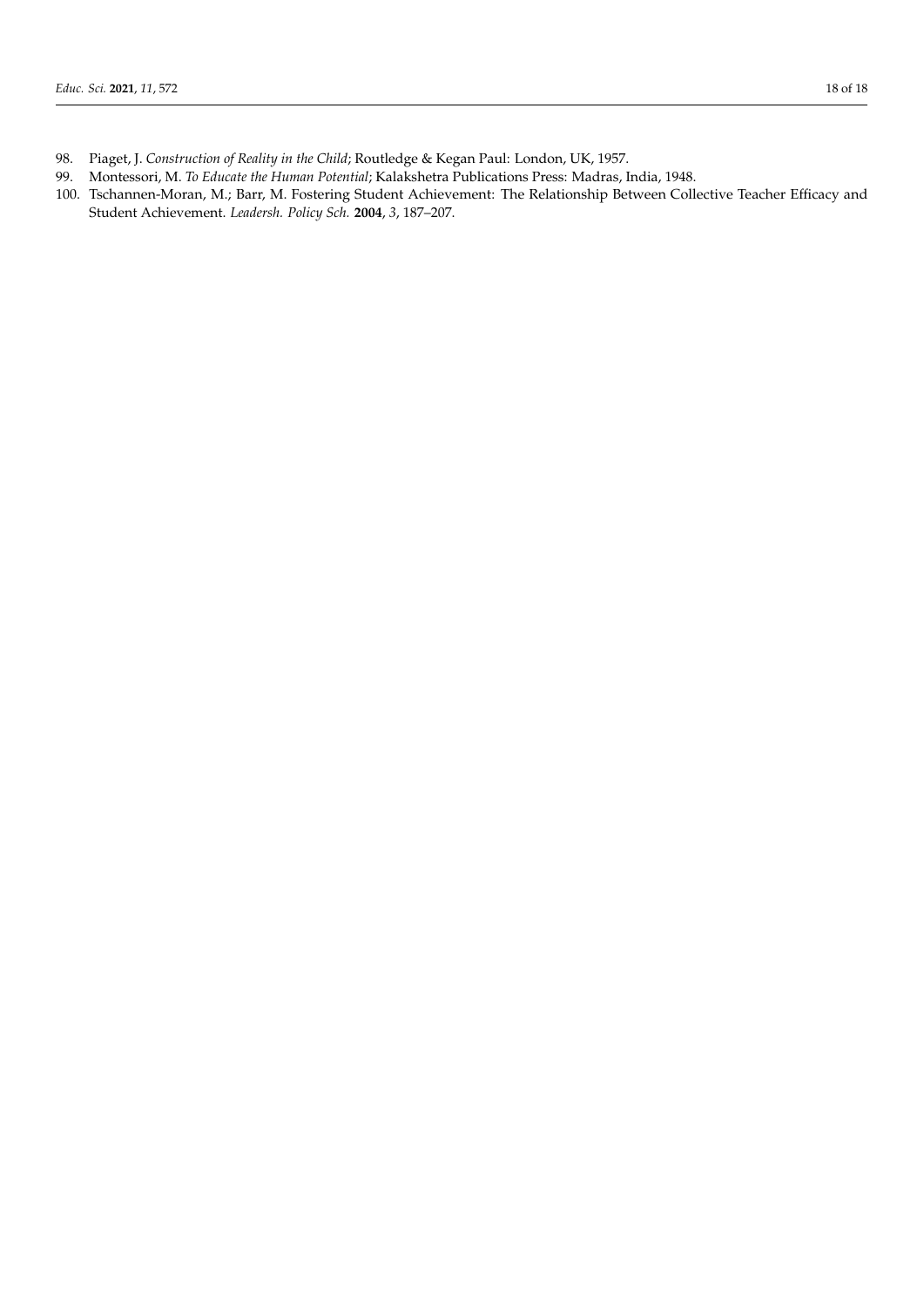98. Piaget, J. *Construction of Reality in the Child*; Routledge & Kegan Paul: London, UK, 1957.
99. Montessori, M. *To Educate the Human Potential*; Kalakshetra Publications Press: Madras, India, 1948.
100. Tschannen-Moran, M.; Barr, M. Fostering Student Achievement: The Relationship Between Collective Teacher Efficacy and Student Achievement. *Leadersh. Policy Sch.* **2004**, *3*, 187–207.